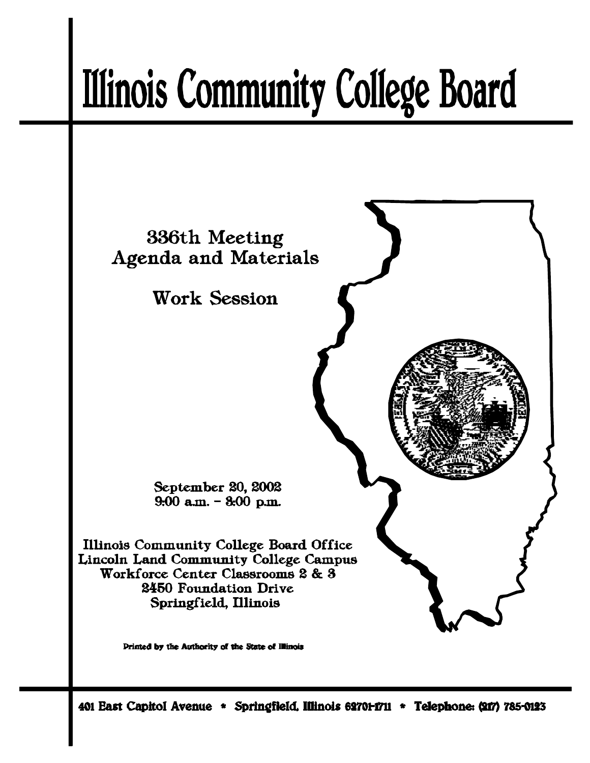# Illinois Community College Board

## 336th Meeting
## Agenda and Materials

## Work Session

September 20, 2002
9:00 a.m. – 3:00 p.m.

Illinois Community College Board Office
Lincoln Land Community College Campus
Workforce Center Classrooms 2 & 3
2450 Foundation Drive
Springfield, Illinois

Printed by the Authority of the State of Illinois

401 East Capitol Avenue * Springfield, Illinois 62701-1711 * Telephone: (217) 785-0123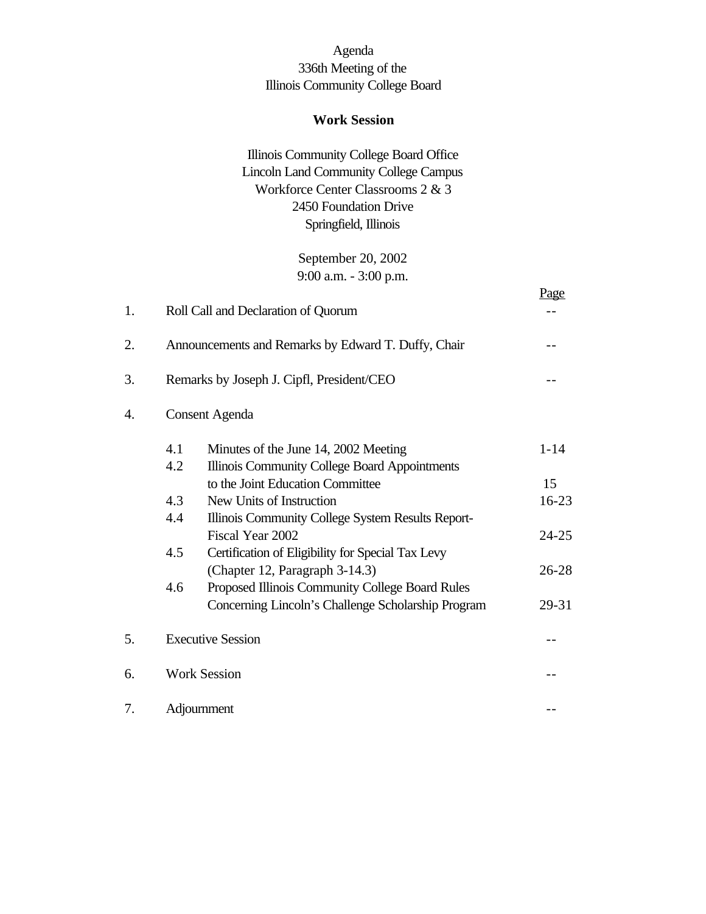Agenda
336th Meeting of the
Illinois Community College Board

**Work Session**

Illinois Community College Board Office
Lincoln Land Community College Campus
Workforce Center Classrooms 2 & 3
2450 Foundation Drive
Springfield, Illinois

September 20, 2002
9:00 a.m. - 3:00 p.m.

| | | | Page |
|---|---|---|---|
| 1. | Roll Call and Declaration of Quorum | | -- |
| 2. | Announcements and Remarks by Edward T. Duffy, Chair | | -- |
| 3. | Remarks by Joseph J. Cipfl, President/CEO | | -- |
| 4. | Consent Agenda | | |
| | 4.1 | Minutes of the June 14, 2002 Meeting | 1-14 |
| | 4.2 | Illinois Community College Board Appointments to the Joint Education Committee | 15 |
| | 4.3 | New Units of Instruction | 16-23 |
| | 4.4 | Illinois Community College System Results Report-Fiscal Year 2002 | 24-25 |
| | 4.5 | Certification of Eligibility for Special Tax Levy (Chapter 12, Paragraph 3-14.3) | 26-28 |
| | 4.6 | Proposed Illinois Community College Board Rules Concerning Lincoln's Challenge Scholarship Program | 29-31 |
| 5. | Executive Session | | -- |
| 6. | Work Session | | -- |
| 7. | Adjournment | | -- |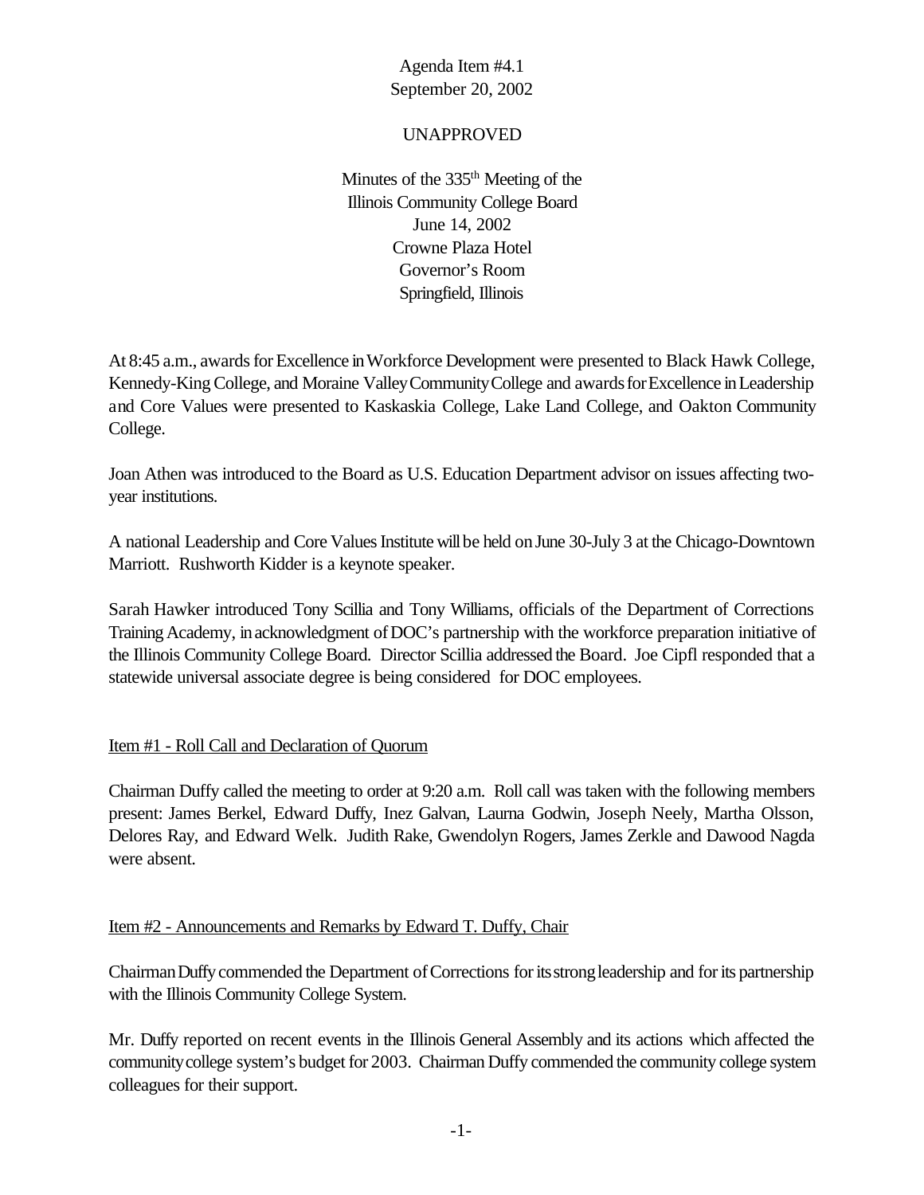Agenda Item #4.1
September 20, 2002

UNAPPROVED

Minutes of the 335th Meeting of the
Illinois Community College Board
June 14, 2002
Crowne Plaza Hotel
Governor's Room
Springfield, Illinois

At 8:45 a.m., awards for Excellence in Workforce Development were presented to Black Hawk College, Kennedy-King College, and Moraine Valley Community College and awards for Excellence in Leadership and Core Values were presented to Kaskaskia College, Lake Land College, and Oakton Community College.

Joan Athen was introduced to the Board as U.S. Education Department advisor on issues affecting two-year institutions.

A national Leadership and Core Values Institute will be held on June 30-July 3 at the Chicago-Downtown Marriott. Rushworth Kidder is a keynote speaker.

Sarah Hawker introduced Tony Scillia and Tony Williams, officials of the Department of Corrections Training Academy, in acknowledgment of DOC's partnership with the workforce preparation initiative of the Illinois Community College Board. Director Scillia addressed the Board. Joe Cipfl responded that a statewide universal associate degree is being considered for DOC employees.

## Item #1 - Roll Call and Declaration of Quorum

Chairman Duffy called the meeting to order at 9:20 a.m. Roll call was taken with the following members present: James Berkel, Edward Duffy, Inez Galvan, Laurna Godwin, Joseph Neely, Martha Olsson, Delores Ray, and Edward Welk. Judith Rake, Gwendolyn Rogers, James Zerkle and Dawood Nagda were absent.

## Item #2 - Announcements and Remarks by Edward T. Duffy, Chair

Chairman Duffy commended the Department of Corrections for its strong leadership and for its partnership with the Illinois Community College System.

Mr. Duffy reported on recent events in the Illinois General Assembly and its actions which affected the community college system's budget for 2003. Chairman Duffy commended the community college system colleagues for their support.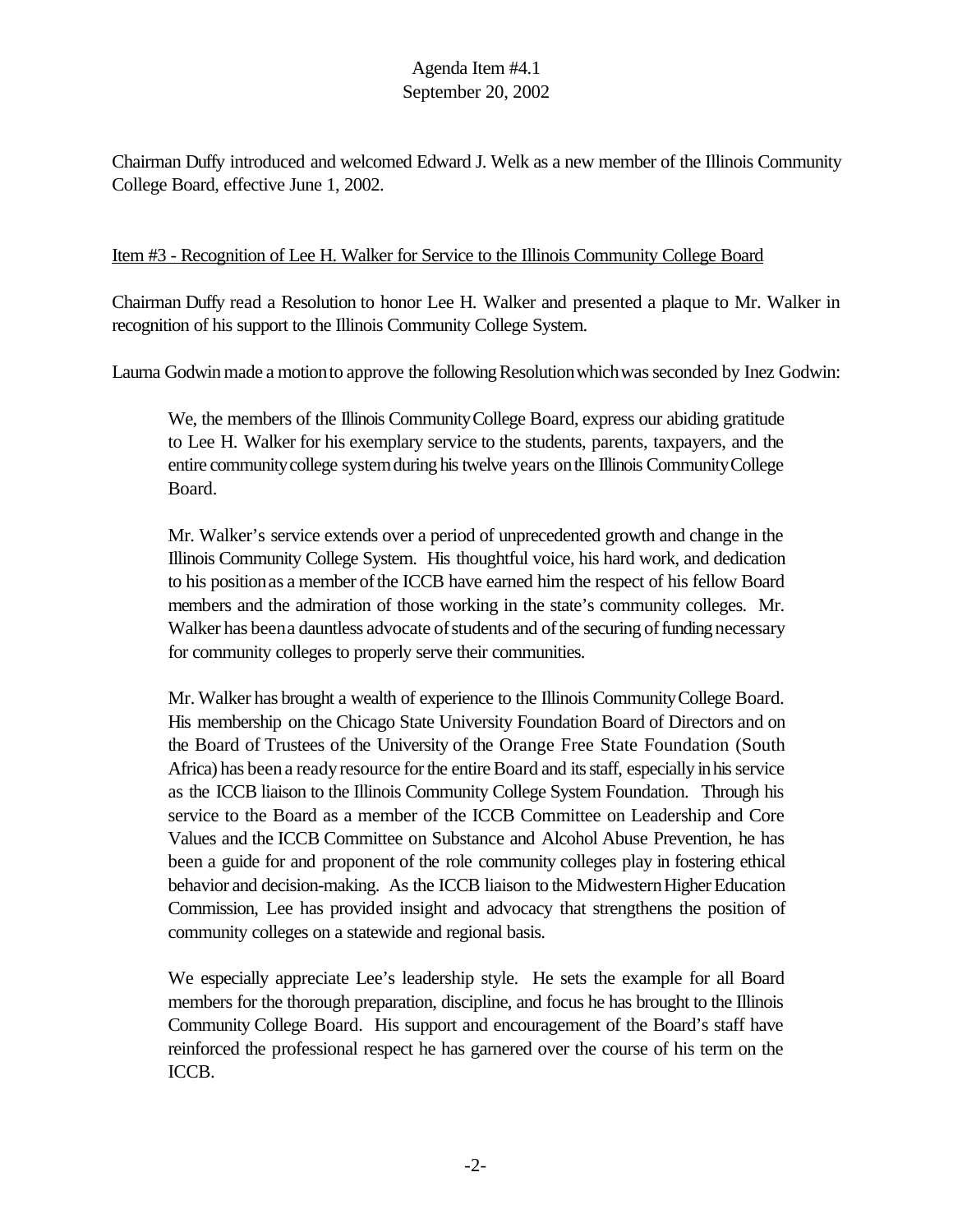Chairman Duffy introduced and welcomed Edward J. Welk as a new member of the Illinois Community College Board, effective June 1, 2002.

Item #3 - Recognition of Lee H. Walker for Service to the Illinois Community College Board

Chairman Duffy read a Resolution to honor Lee H. Walker and presented a plaque to Mr. Walker in recognition of his support to the Illinois Community College System.

Laurna Godwin made a motion to approve the following Resolution which was seconded by Inez Godwin:

> We, the members of the Illinois Community College Board, express our abiding gratitude to Lee H. Walker for his exemplary service to the students, parents, taxpayers, and the entire community college system during his twelve years on the Illinois Community College Board.
>
> Mr. Walker's service extends over a period of unprecedented growth and change in the Illinois Community College System. His thoughtful voice, his hard work, and dedication to his position as a member of the ICCB have earned him the respect of his fellow Board members and the admiration of those working in the state's community colleges. Mr. Walker has been a dauntless advocate of students and of the securing of funding necessary for community colleges to properly serve their communities.
>
> Mr. Walker has brought a wealth of experience to the Illinois Community College Board. His membership on the Chicago State University Foundation Board of Directors and on the Board of Trustees of the University of the Orange Free State Foundation (South Africa) has been a ready resource for the entire Board and its staff, especially in his service as the ICCB liaison to the Illinois Community College System Foundation. Through his service to the Board as a member of the ICCB Committee on Leadership and Core Values and the ICCB Committee on Substance and Alcohol Abuse Prevention, he has been a guide for and proponent of the role community colleges play in fostering ethical behavior and decision-making. As the ICCB liaison to the Midwestern Higher Education Commission, Lee has provided insight and advocacy that strengthens the position of community colleges on a statewide and regional basis.
>
> We especially appreciate Lee's leadership style. He sets the example for all Board members for the thorough preparation, discipline, and focus he has brought to the Illinois Community College Board. His support and encouragement of the Board's staff have reinforced the professional respect he has garnered over the course of his term on the ICCB.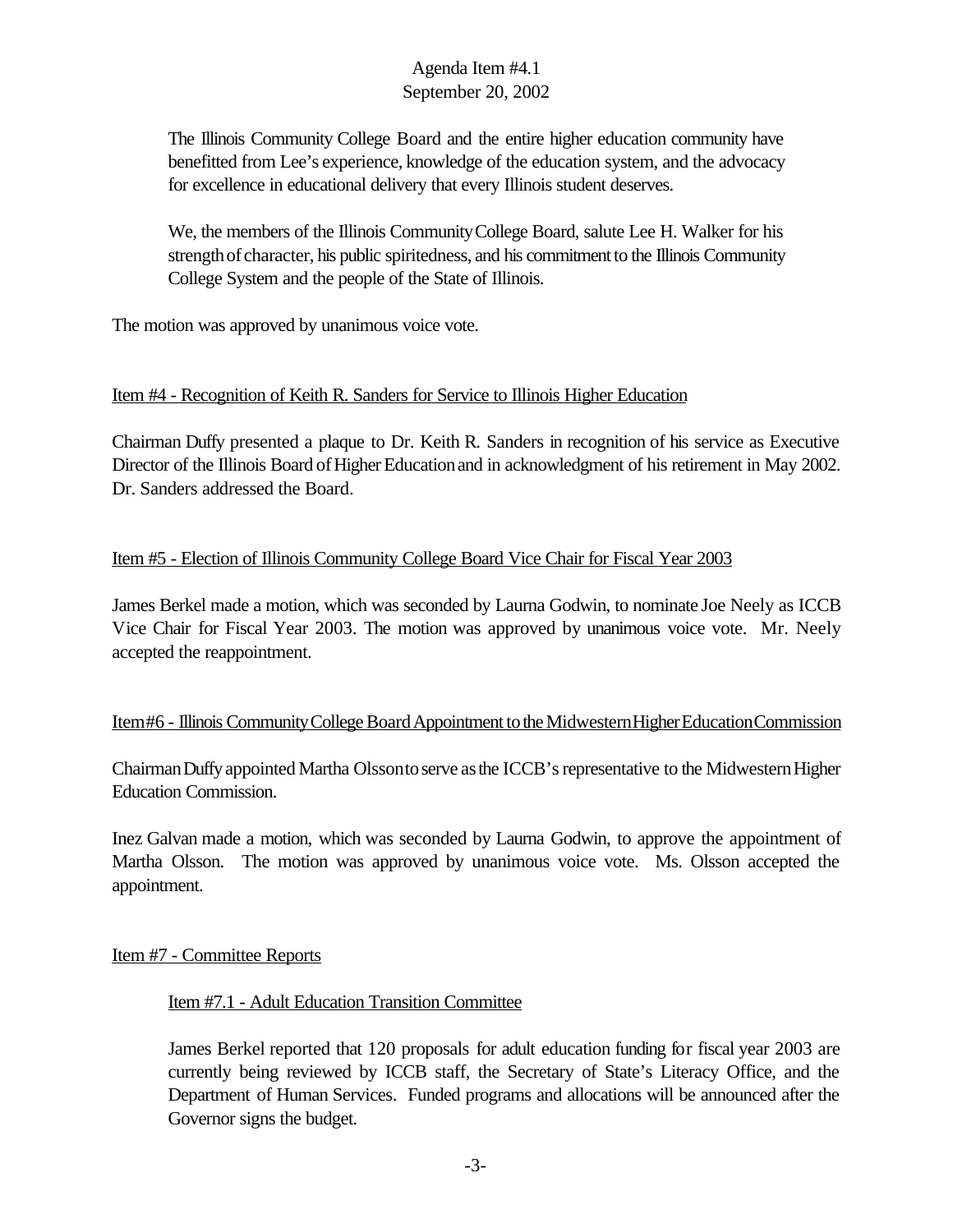The Illinois Community College Board and the entire higher education community have benefitted from Lee's experience, knowledge of the education system, and the advocacy for excellence in educational delivery that every Illinois student deserves.

We, the members of the Illinois Community College Board, salute Lee H. Walker for his strength of character, his public spiritedness, and his commitment to the Illinois Community College System and the people of the State of Illinois.

The motion was approved by unanimous voice vote.

Item #4 - Recognition of Keith R. Sanders for Service to Illinois Higher Education

Chairman Duffy presented a plaque to Dr. Keith R. Sanders in recognition of his service as Executive Director of the Illinois Board of Higher Education and in acknowledgment of his retirement in May 2002. Dr. Sanders addressed the Board.

Item #5 - Election of Illinois Community College Board Vice Chair for Fiscal Year 2003

James Berkel made a motion, which was seconded by Laurna Godwin, to nominate Joe Neely as ICCB Vice Chair for Fiscal Year 2003. The motion was approved by unanimous voice vote. Mr. Neely accepted the reappointment.

Item #6 - Illinois Community College Board Appointment to the Midwestern Higher Education Commission

Chairman Duffy appointed Martha Olsson to serve as the ICCB's representative to the Midwestern Higher Education Commission.

Inez Galvan made a motion, which was seconded by Laurna Godwin, to approve the appointment of Martha Olsson. The motion was approved by unanimous voice vote. Ms. Olsson accepted the appointment.

Item #7 - Committee Reports

Item #7.1 - Adult Education Transition Committee

James Berkel reported that 120 proposals for adult education funding for fiscal year 2003 are currently being reviewed by ICCB staff, the Secretary of State's Literacy Office, and the Department of Human Services. Funded programs and allocations will be announced after the Governor signs the budget.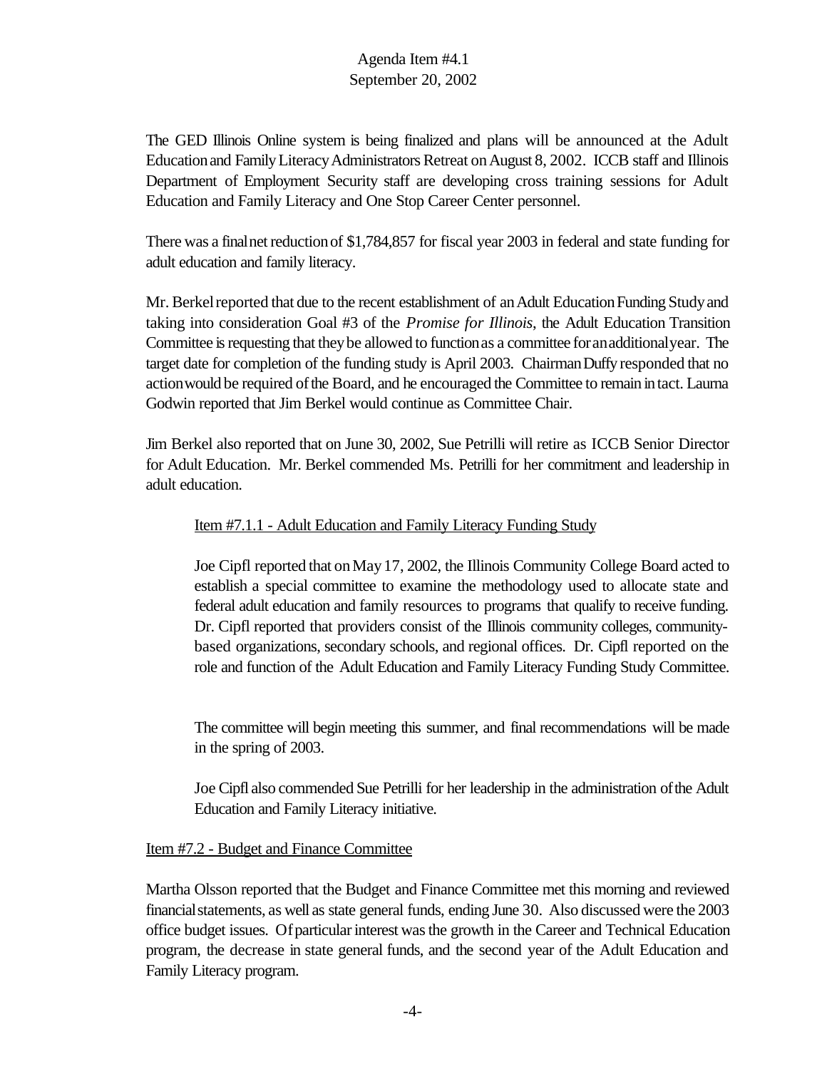The GED Illinois Online system is being finalized and plans will be announced at the Adult Education and Family Literacy Administrators Retreat on August 8, 2002. ICCB staff and Illinois Department of Employment Security staff are developing cross training sessions for Adult Education and Family Literacy and One Stop Career Center personnel.

There was a final net reduction of $1,784,857 for fiscal year 2003 in federal and state funding for adult education and family literacy.

Mr. Berkel reported that due to the recent establishment of an Adult Education Funding Study and taking into consideration Goal #3 of the *Promise for Illinois*, the Adult Education Transition Committee is requesting that they be allowed to function as a committee for an additional year. The target date for completion of the funding study is April 2003. Chairman Duffy responded that no action would be required of the Board, and he encouraged the Committee to remain in tact. Laurna Godwin reported that Jim Berkel would continue as Committee Chair.

Jim Berkel also reported that on June 30, 2002, Sue Petrilli will retire as ICCB Senior Director for Adult Education. Mr. Berkel commended Ms. Petrilli for her commitment and leadership in adult education.

> <u>Item #7.1.1 - Adult Education and Family Literacy Funding Study</u>
>
> Joe Cipfl reported that on May 17, 2002, the Illinois Community College Board acted to establish a special committee to examine the methodology used to allocate state and federal adult education and family resources to programs that qualify to receive funding. Dr. Cipfl reported that providers consist of the Illinois community colleges, community-based organizations, secondary schools, and regional offices. Dr. Cipfl reported on the role and function of the Adult Education and Family Literacy Funding Study Committee.
>
> The committee will begin meeting this summer, and final recommendations will be made in the spring of 2003.
>
> Joe Cipfl also commended Sue Petrilli for her leadership in the administration of the Adult Education and Family Literacy initiative.

<u>Item #7.2 - Budget and Finance Committee</u>

Martha Olsson reported that the Budget and Finance Committee met this morning and reviewed financial statements, as well as state general funds, ending June 30. Also discussed were the 2003 office budget issues. Of particular interest was the growth in the Career and Technical Education program, the decrease in state general funds, and the second year of the Adult Education and Family Literacy program.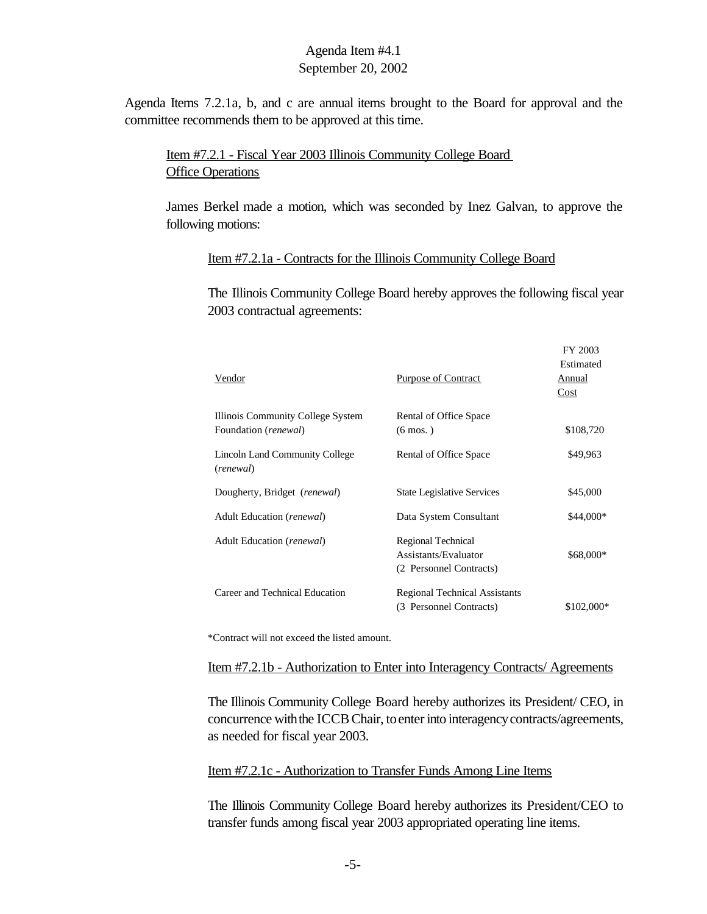Agenda Item #4.1
September 20, 2002

Agenda Items 7.2.1a, b, and c are annual items brought to the Board for approval and the committee recommends them to be approved at this time.

Item #7.2.1 - Fiscal Year 2003 Illinois Community College Board Office Operations

James Berkel made a motion, which was seconded by Inez Galvan, to approve the following motions:

Item #7.2.1a - Contracts for the Illinois Community College Board

The Illinois Community College Board hereby approves the following fiscal year 2003 contractual agreements:

| Vendor | Purpose of Contract | FY 2003 Estimated Annual Cost |
|---|---|---|
| Illinois Community College System Foundation (*renewal*) | Rental of Office Space (6 mos. ) | $108,720 |
| Lincoln Land Community College (*renewal*) | Rental of Office Space | $49,963 |
| Dougherty, Bridget (*renewal*) | State Legislative Services | $45,000 |
| Adult Education (*renewal*) | Data System Consultant | $44,000* |
| Adult Education (*renewal*) | Regional Technical Assistants/Evaluator (2 Personnel Contracts) | $68,000* |
| Career and Technical Education | Regional Technical Assistants (3 Personnel Contracts) | $102,000* |

*Contract will not exceed the listed amount.

Item #7.2.1b - Authorization to Enter into Interagency Contracts/ Agreements

The Illinois Community College Board hereby authorizes its President/ CEO, in concurrence with the ICCB Chair, to enter into interagency contracts/agreements, as needed for fiscal year 2003.

Item #7.2.1c - Authorization to Transfer Funds Among Line Items

The Illinois Community College Board hereby authorizes its President/CEO to transfer funds among fiscal year 2003 appropriated operating line items.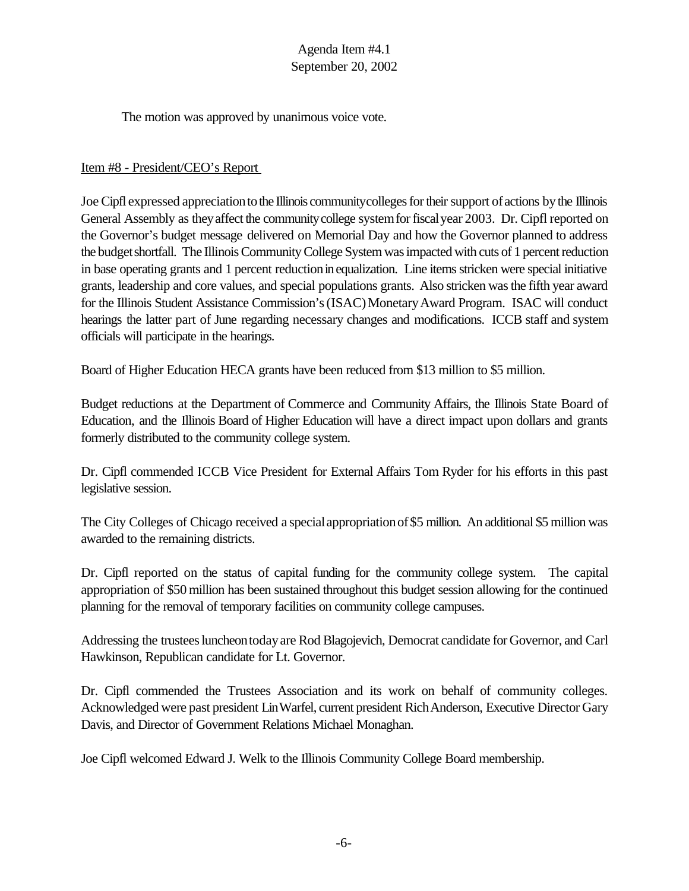The motion was approved by unanimous voice vote.

Item #8 - President/CEO's Report

Joe Cipfl expressed appreciation to the Illinois community colleges for their support of actions by the Illinois General Assembly as they affect the community college system for fiscal year 2003. Dr. Cipfl reported on the Governor's budget message delivered on Memorial Day and how the Governor planned to address the budget shortfall. The Illinois Community College System was impacted with cuts of 1 percent reduction in base operating grants and 1 percent reduction in equalization. Line items stricken were special initiative grants, leadership and core values, and special populations grants. Also stricken was the fifth year award for the Illinois Student Assistance Commission's (ISAC) Monetary Award Program. ISAC will conduct hearings the latter part of June regarding necessary changes and modifications. ICCB staff and system officials will participate in the hearings.

Board of Higher Education HECA grants have been reduced from $13 million to $5 million.

Budget reductions at the Department of Commerce and Community Affairs, the Illinois State Board of Education, and the Illinois Board of Higher Education will have a direct impact upon dollars and grants formerly distributed to the community college system.

Dr. Cipfl commended ICCB Vice President for External Affairs Tom Ryder for his efforts in this past legislative session.

The City Colleges of Chicago received a special appropriation of $5 million. An additional $5 million was awarded to the remaining districts.

Dr. Cipfl reported on the status of capital funding for the community college system. The capital appropriation of $50 million has been sustained throughout this budget session allowing for the continued planning for the removal of temporary facilities on community college campuses.

Addressing the trustees luncheon today are Rod Blagojevich, Democrat candidate for Governor, and Carl Hawkinson, Republican candidate for Lt. Governor.

Dr. Cipfl commended the Trustees Association and its work on behalf of community colleges. Acknowledged were past president Lin Warfel, current president Rich Anderson, Executive Director Gary Davis, and Director of Government Relations Michael Monaghan.

Joe Cipfl welcomed Edward J. Welk to the Illinois Community College Board membership.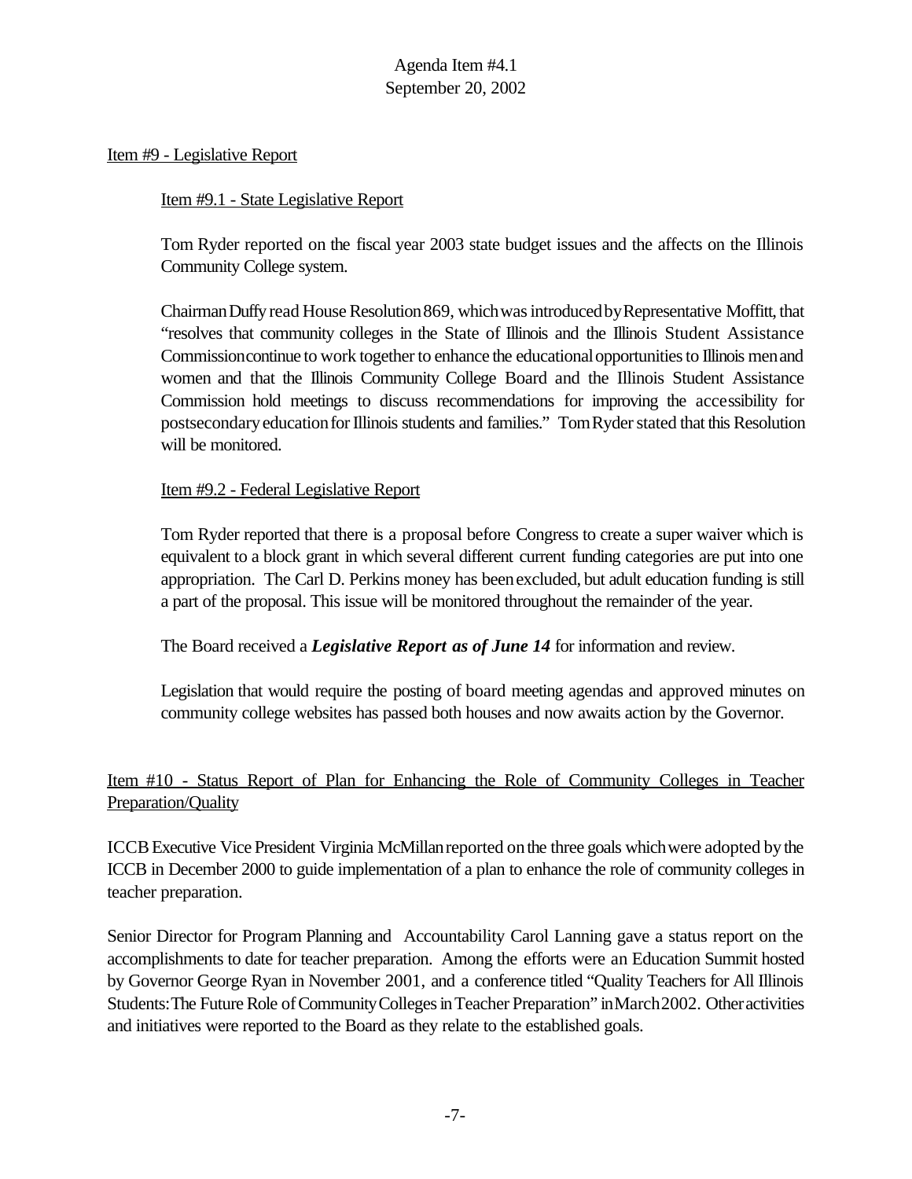Item #9 - Legislative Report

Item #9.1 - State Legislative Report

Tom Ryder reported on the fiscal year 2003 state budget issues and the affects on the Illinois Community College system.

Chairman Duffy read House Resolution 869, which was introduced by Representative Moffitt, that "resolves that community colleges in the State of Illinois and the Illinois Student Assistance Commission continue to work together to enhance the educational opportunities to Illinois men and women and that the Illinois Community College Board and the Illinois Student Assistance Commission hold meetings to discuss recommendations for improving the accessibility for postsecondary education for Illinois students and families." Tom Ryder stated that this Resolution will be monitored.

Item #9.2 - Federal Legislative Report

Tom Ryder reported that there is a proposal before Congress to create a super waiver which is equivalent to a block grant in which several different current funding categories are put into one appropriation. The Carl D. Perkins money has been excluded, but adult education funding is still a part of the proposal. This issue will be monitored throughout the remainder of the year.

The Board received a ***Legislative Report as of June 14*** for information and review.

Legislation that would require the posting of board meeting agendas and approved minutes on community college websites has passed both houses and now awaits action by the Governor.

Item #10 - Status Report of Plan for Enhancing the Role of Community Colleges in Teacher Preparation/Quality

ICCB Executive Vice President Virginia McMillan reported on the three goals which were adopted by the ICCB in December 2000 to guide implementation of a plan to enhance the role of community colleges in teacher preparation.

Senior Director for Program Planning and Accountability Carol Lanning gave a status report on the accomplishments to date for teacher preparation. Among the efforts were an Education Summit hosted by Governor George Ryan in November 2001, and a conference titled "Quality Teachers for All Illinois Students: The Future Role of Community Colleges in Teacher Preparation" in March 2002. Other activities and initiatives were reported to the Board as they relate to the established goals.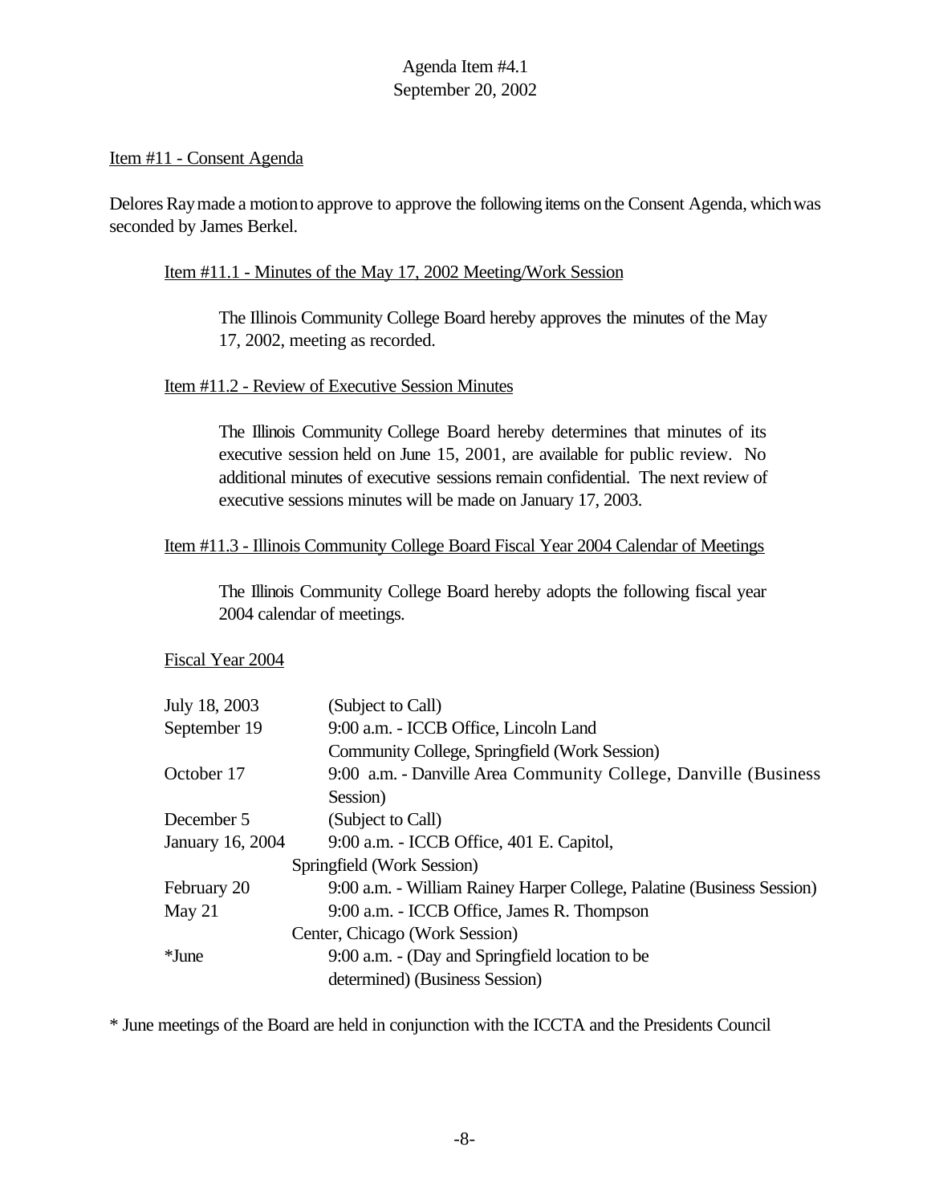Agenda Item #4.1
September 20, 2002

Item #11 - Consent Agenda

Delores Ray made a motion to approve to approve the following items on the Consent Agenda, which was seconded by James Berkel.

Item #11.1 - Minutes of the May 17, 2002 Meeting/Work Session

> The Illinois Community College Board hereby approves the minutes of the May 17, 2002, meeting as recorded.

Item #11.2 - Review of Executive Session Minutes

> The Illinois Community College Board hereby determines that minutes of its executive session held on June 15, 2001, are available for public review. No additional minutes of executive sessions remain confidential. The next review of executive sessions minutes will be made on January 17, 2003.

Item #11.3 - Illinois Community College Board Fiscal Year 2004 Calendar of Meetings

> The Illinois Community College Board hereby adopts the following fiscal year 2004 calendar of meetings.

Fiscal Year 2004

| | |
|---|---|
| July 18, 2003 | (Subject to Call) |
| September 19 | 9:00 a.m. - ICCB Office, Lincoln Land Community College, Springfield (Work Session) |
| October 17 | 9:00 a.m. - Danville Area Community College, Danville (Business Session) |
| December 5 | (Subject to Call) |
| January 16, 2004 | 9:00 a.m. - ICCB Office, 401 E. Capitol, Springfield (Work Session) |
| February 20 | 9:00 a.m. - William Rainey Harper College, Palatine (Business Session) |
| May 21 | 9:00 a.m. - ICCB Office, James R. Thompson Center, Chicago (Work Session) |
| *June | 9:00 a.m. - (Day and Springfield location to be determined) (Business Session) |

* June meetings of the Board are held in conjunction with the ICCTA and the Presidents Council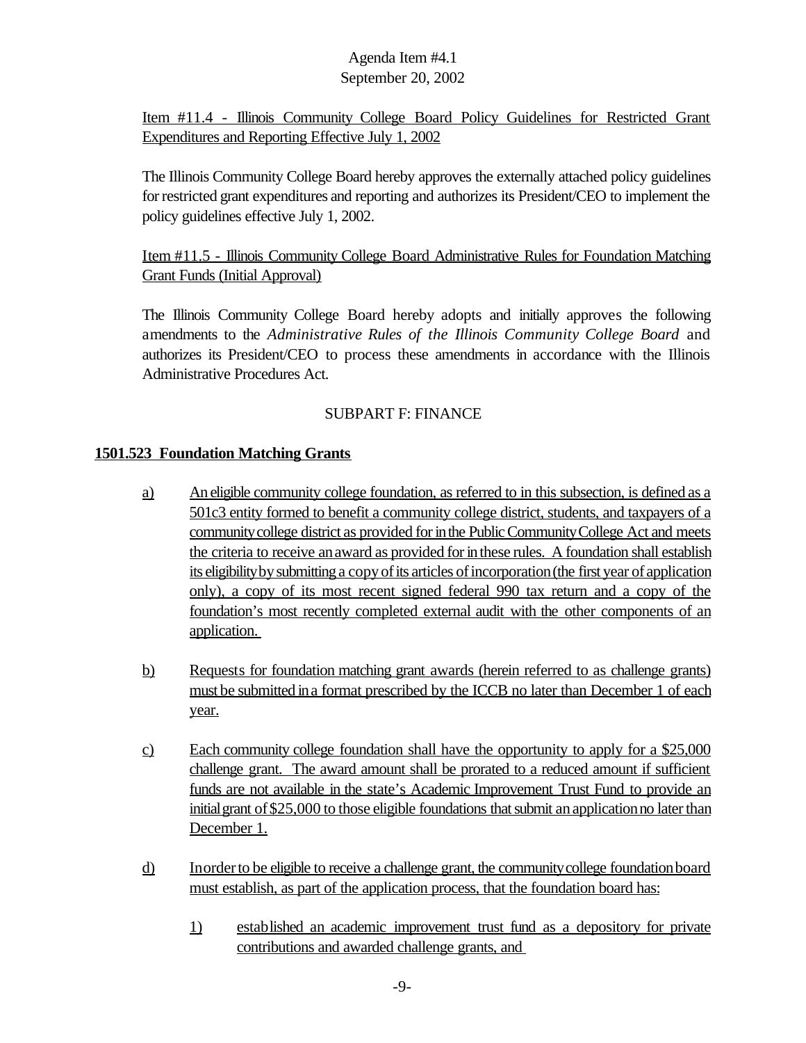Item #11.4 - Illinois Community College Board Policy Guidelines for Restricted Grant Expenditures and Reporting Effective July 1, 2002

The Illinois Community College Board hereby approves the externally attached policy guidelines for restricted grant expenditures and reporting and authorizes its President/CEO to implement the policy guidelines effective July 1, 2002.

Item #11.5 - Illinois Community College Board Administrative Rules for Foundation Matching Grant Funds (Initial Approval)

The Illinois Community College Board hereby adopts and initially approves the following amendments to the *Administrative Rules of the Illinois Community College Board* and authorizes its President/CEO to process these amendments in accordance with the Illinois Administrative Procedures Act.

SUBPART F: FINANCE

**1501.523 Foundation Matching Grants**

a) An eligible community college foundation, as referred to in this subsection, is defined as a 501c3 entity formed to benefit a community college district, students, and taxpayers of a community college district as provided for in the Public Community College Act and meets the criteria to receive an award as provided for in these rules. A foundation shall establish its eligibility by submitting a copy of its articles of incorporation (the first year of application only), a copy of its most recent signed federal 990 tax return and a copy of the foundation's most recently completed external audit with the other components of an application.

b) Requests for foundation matching grant awards (herein referred to as challenge grants) must be submitted in a format prescribed by the ICCB no later than December 1 of each year.

c) Each community college foundation shall have the opportunity to apply for a $25,000 challenge grant. The award amount shall be prorated to a reduced amount if sufficient funds are not available in the state's Academic Improvement Trust Fund to provide an initial grant of $25,000 to those eligible foundations that submit an application no later than December 1.

d) In order to be eligible to receive a challenge grant, the community college foundation board must establish, as part of the application process, that the foundation board has:

   1) established an academic improvement trust fund as a depository for private contributions and awarded challenge grants, and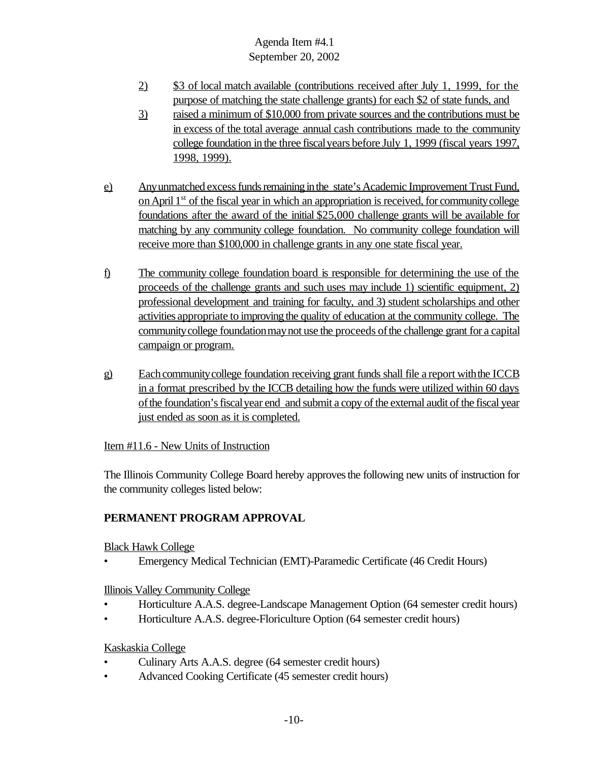2) \$3 of local match available (contributions received after July 1, 1999, for the purpose of matching the state challenge grants) for each \$2 of state funds, and

3) raised a minimum of \$10,000 from private sources and the contributions must be in excess of the total average annual cash contributions made to the community college foundation in the three fiscal years before July 1, 1999 (fiscal years 1997, 1998, 1999).

e) Any unmatched excess funds remaining in the state's Academic Improvement Trust Fund, on April 1st of the fiscal year in which an appropriation is received, for community college foundations after the award of the initial \$25,000 challenge grants will be available for matching by any community college foundation. No community college foundation will receive more than \$100,000 in challenge grants in any one state fiscal year.

f) The community college foundation board is responsible for determining the use of the proceeds of the challenge grants and such uses may include 1) scientific equipment, 2) professional development and training for faculty, and 3) student scholarships and other activities appropriate to improving the quality of education at the community college. The community college foundation may not use the proceeds of the challenge grant for a capital campaign or program.

g) Each community college foundation receiving grant funds shall file a report with the ICCB in a format prescribed by the ICCB detailing how the funds were utilized within 60 days of the foundation's fiscal year end and submit a copy of the external audit of the fiscal year just ended as soon as it is completed.

Item #11.6 - New Units of Instruction

The Illinois Community College Board hereby approves the following new units of instruction for the community colleges listed below:

**PERMANENT PROGRAM APPROVAL**

Black Hawk College

- Emergency Medical Technician (EMT)-Paramedic Certificate (46 Credit Hours)

Illinois Valley Community College

- Horticulture A.A.S. degree-Landscape Management Option (64 semester credit hours)
- Horticulture A.A.S. degree-Floriculture Option (64 semester credit hours)

Kaskaskia College

- Culinary Arts A.A.S. degree (64 semester credit hours)
- Advanced Cooking Certificate (45 semester credit hours)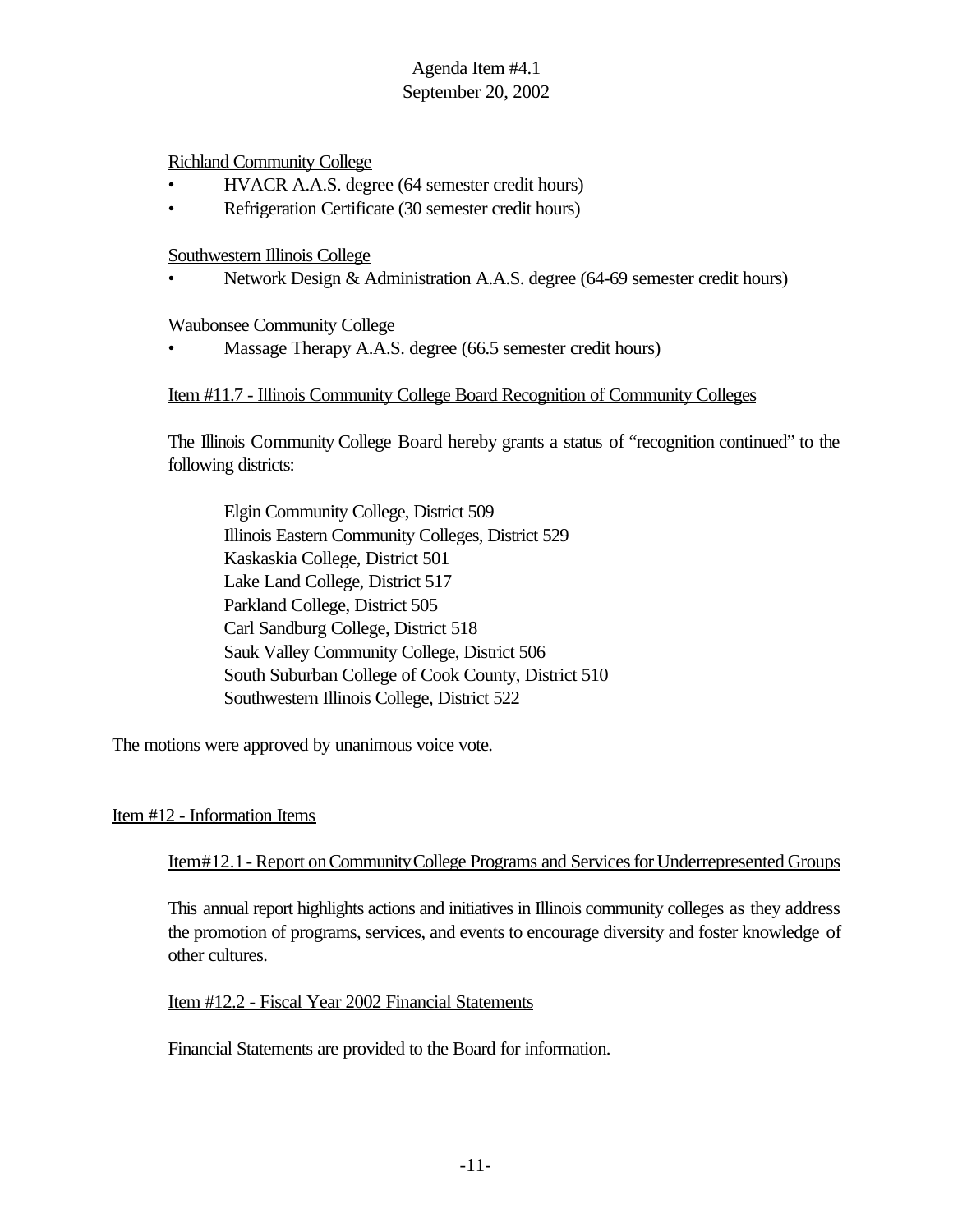Richland Community College

- HVACR A.A.S. degree (64 semester credit hours)
- Refrigeration Certificate (30 semester credit hours)

Southwestern Illinois College

- Network Design & Administration A.A.S. degree (64-69 semester credit hours)

Waubonsee Community College

- Massage Therapy A.A.S. degree (66.5 semester credit hours)

Item #11.7 - Illinois Community College Board Recognition of Community Colleges

The Illinois Community College Board hereby grants a status of "recognition continued" to the following districts:

Elgin Community College, District 509
Illinois Eastern Community Colleges, District 529
Kaskaskia College, District 501
Lake Land College, District 517
Parkland College, District 505
Carl Sandburg College, District 518
Sauk Valley Community College, District 506
South Suburban College of Cook County, District 510
Southwestern Illinois College, District 522

The motions were approved by unanimous voice vote.

## Item #12 - Information Items

### Item #12.1 - Report on Community College Programs and Services for Underrepresented Groups

This annual report highlights actions and initiatives in Illinois community colleges as they address the promotion of programs, services, and events to encourage diversity and foster knowledge of other cultures.

### Item #12.2 - Fiscal Year 2002 Financial Statements

Financial Statements are provided to the Board for information.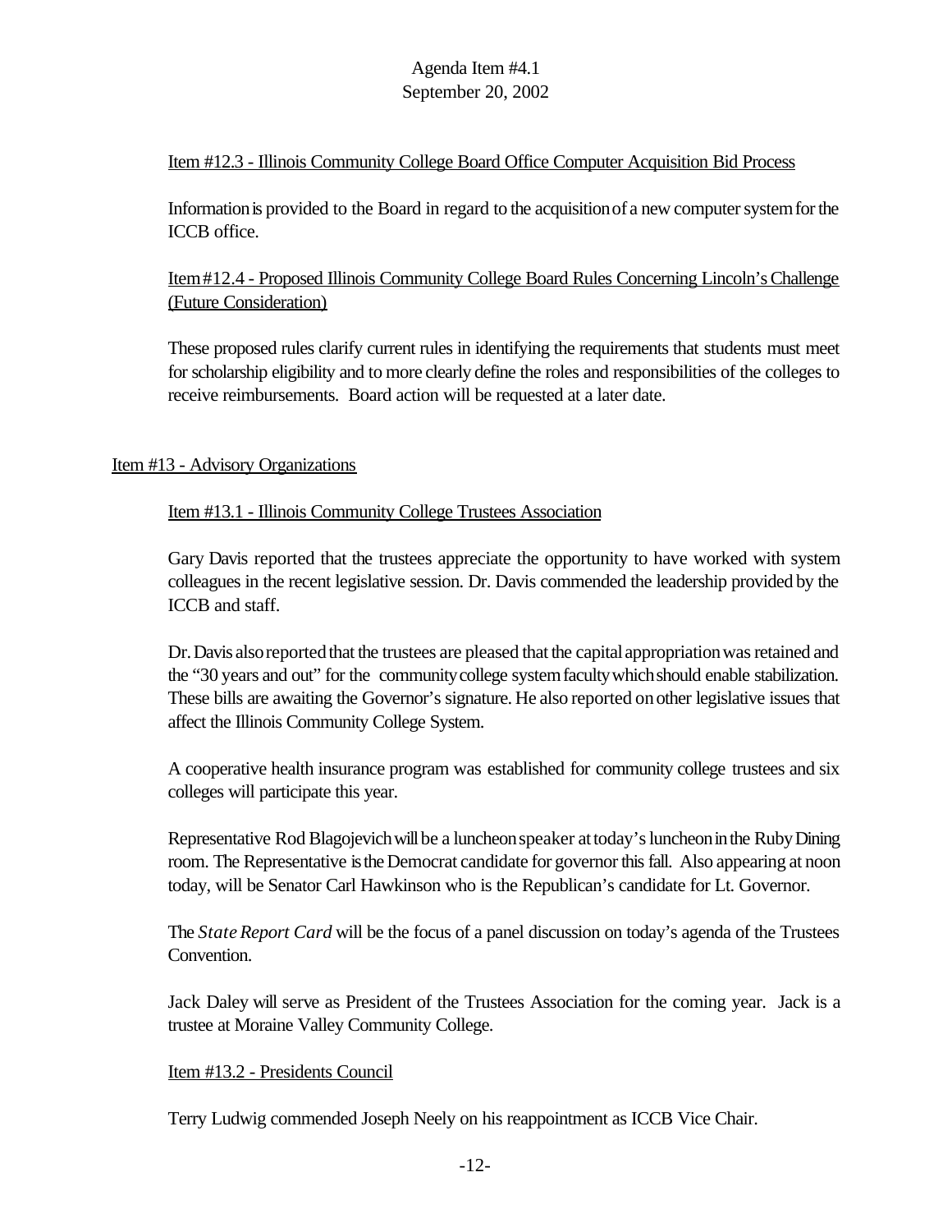Item #12.3 - Illinois Community College Board Office Computer Acquisition Bid Process

Information is provided to the Board in regard to the acquisition of a new computer system for the ICCB office.

Item #12.4 - Proposed Illinois Community College Board Rules Concerning Lincoln's Challenge (Future Consideration)

These proposed rules clarify current rules in identifying the requirements that students must meet for scholarship eligibility and to more clearly define the roles and responsibilities of the colleges to receive reimbursements. Board action will be requested at a later date.

Item #13 - Advisory Organizations

Item #13.1 - Illinois Community College Trustees Association

Gary Davis reported that the trustees appreciate the opportunity to have worked with system colleagues in the recent legislative session. Dr. Davis commended the leadership provided by the ICCB and staff.

Dr. Davis also reported that the trustees are pleased that the capital appropriation was retained and the "30 years and out" for the community college system faculty which should enable stabilization. These bills are awaiting the Governor's signature. He also reported on other legislative issues that affect the Illinois Community College System.

A cooperative health insurance program was established for community college trustees and six colleges will participate this year.

Representative Rod Blagojevich will be a luncheon speaker at today's luncheon in the Ruby Dining room. The Representative is the Democrat candidate for governor this fall. Also appearing at noon today, will be Senator Carl Hawkinson who is the Republican's candidate for Lt. Governor.

The *State Report Card* will be the focus of a panel discussion on today's agenda of the Trustees Convention.

Jack Daley will serve as President of the Trustees Association for the coming year. Jack is a trustee at Moraine Valley Community College.

Item #13.2 - Presidents Council

Terry Ludwig commended Joseph Neely on his reappointment as ICCB Vice Chair.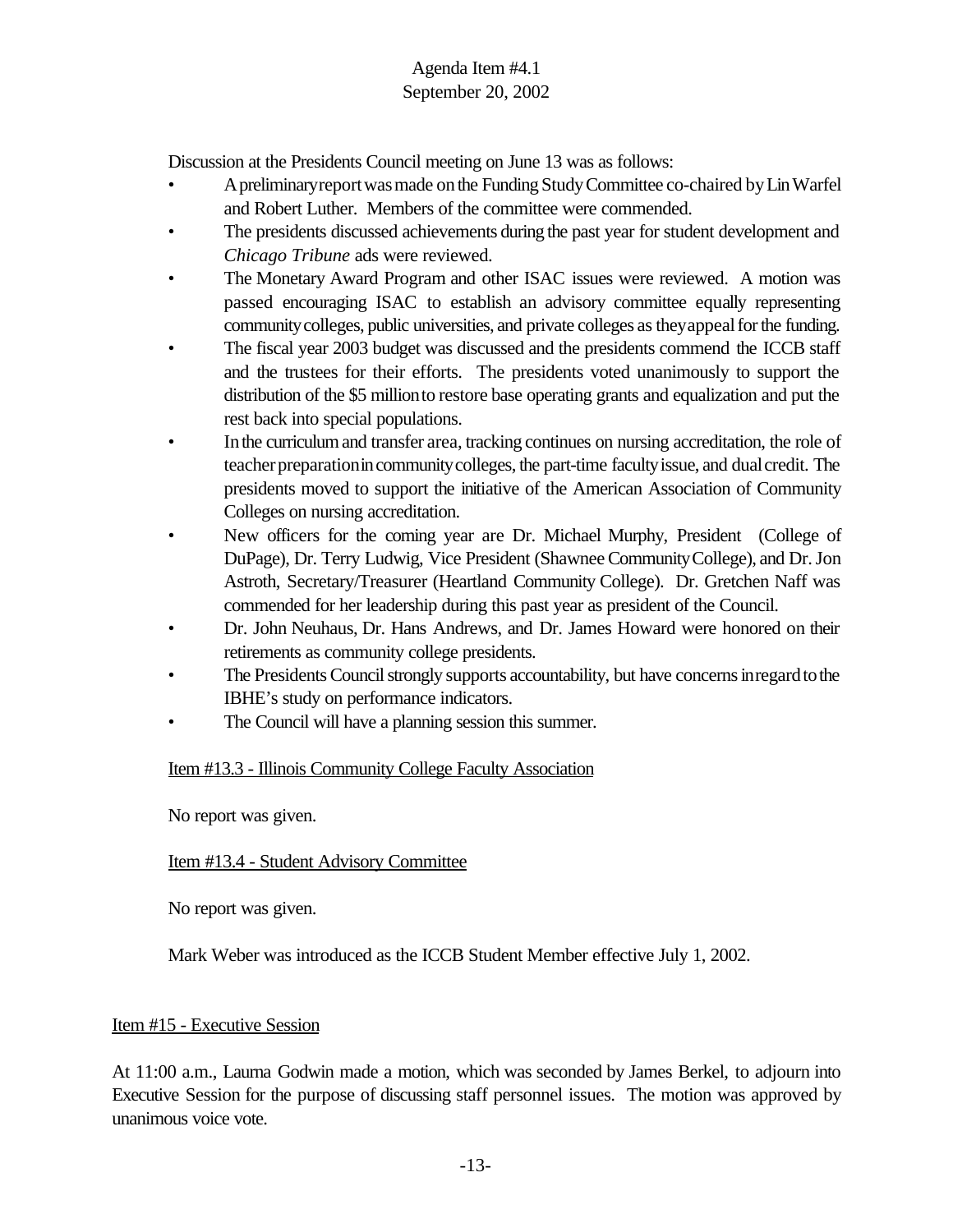Discussion at the Presidents Council meeting on June 13 was as follows:

- A preliminary report was made on the Funding Study Committee co-chaired by Lin Warfel and Robert Luther. Members of the committee were commended.
- The presidents discussed achievements during the past year for student development and *Chicago Tribune* ads were reviewed.
- The Monetary Award Program and other ISAC issues were reviewed. A motion was passed encouraging ISAC to establish an advisory committee equally representing community colleges, public universities, and private colleges as they appeal for the funding.
- The fiscal year 2003 budget was discussed and the presidents commend the ICCB staff and the trustees for their efforts. The presidents voted unanimously to support the distribution of the $5 million to restore base operating grants and equalization and put the rest back into special populations.
- In the curriculum and transfer area, tracking continues on nursing accreditation, the role of teacher preparation in community colleges, the part-time faculty issue, and dual credit. The presidents moved to support the initiative of the American Association of Community Colleges on nursing accreditation.
- New officers for the coming year are Dr. Michael Murphy, President (College of DuPage), Dr. Terry Ludwig, Vice President (Shawnee Community College), and Dr. Jon Astroth, Secretary/Treasurer (Heartland Community College). Dr. Gretchen Naff was commended for her leadership during this past year as president of the Council.
- Dr. John Neuhaus, Dr. Hans Andrews, and Dr. James Howard were honored on their retirements as community college presidents.
- The Presidents Council strongly supports accountability, but have concerns in regard to the IBHE's study on performance indicators.
- The Council will have a planning session this summer.

Item #13.3 - Illinois Community College Faculty Association

No report was given.

Item #13.4 - Student Advisory Committee

No report was given.

Mark Weber was introduced as the ICCB Student Member effective July 1, 2002.

Item #15 - Executive Session

At 11:00 a.m., Laurna Godwin made a motion, which was seconded by James Berkel, to adjourn into Executive Session for the purpose of discussing staff personnel issues. The motion was approved by unanimous voice vote.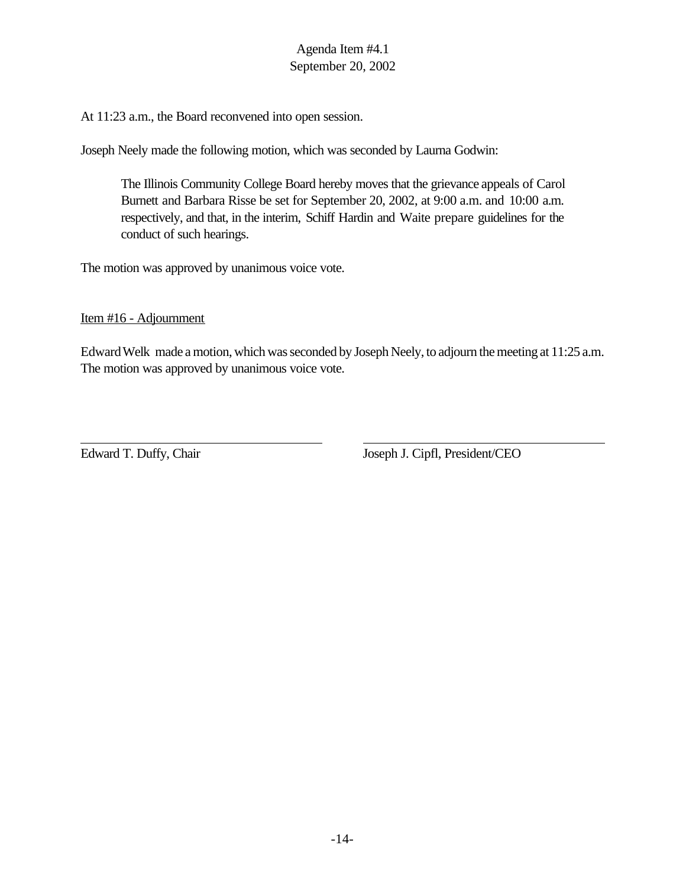At 11:23 a.m., the Board reconvened into open session.

Joseph Neely made the following motion, which was seconded by Laurna Godwin:

> The Illinois Community College Board hereby moves that the grievance appeals of Carol Burnett and Barbara Risse be set for September 20, 2002, at 9:00 a.m. and 10:00 a.m. respectively, and that, in the interim, Schiff Hardin and Waite prepare guidelines for the conduct of such hearings.

The motion was approved by unanimous voice vote.

<u>Item #16 - Adjournment</u>

Edward Welk made a motion, which was seconded by Joseph Neely, to adjourn the meeting at 11:25 a.m. The motion was approved by unanimous voice vote.

| | |
|---|---|
| Edward T. Duffy, Chair | Joseph J. Cipfl, President/CEO |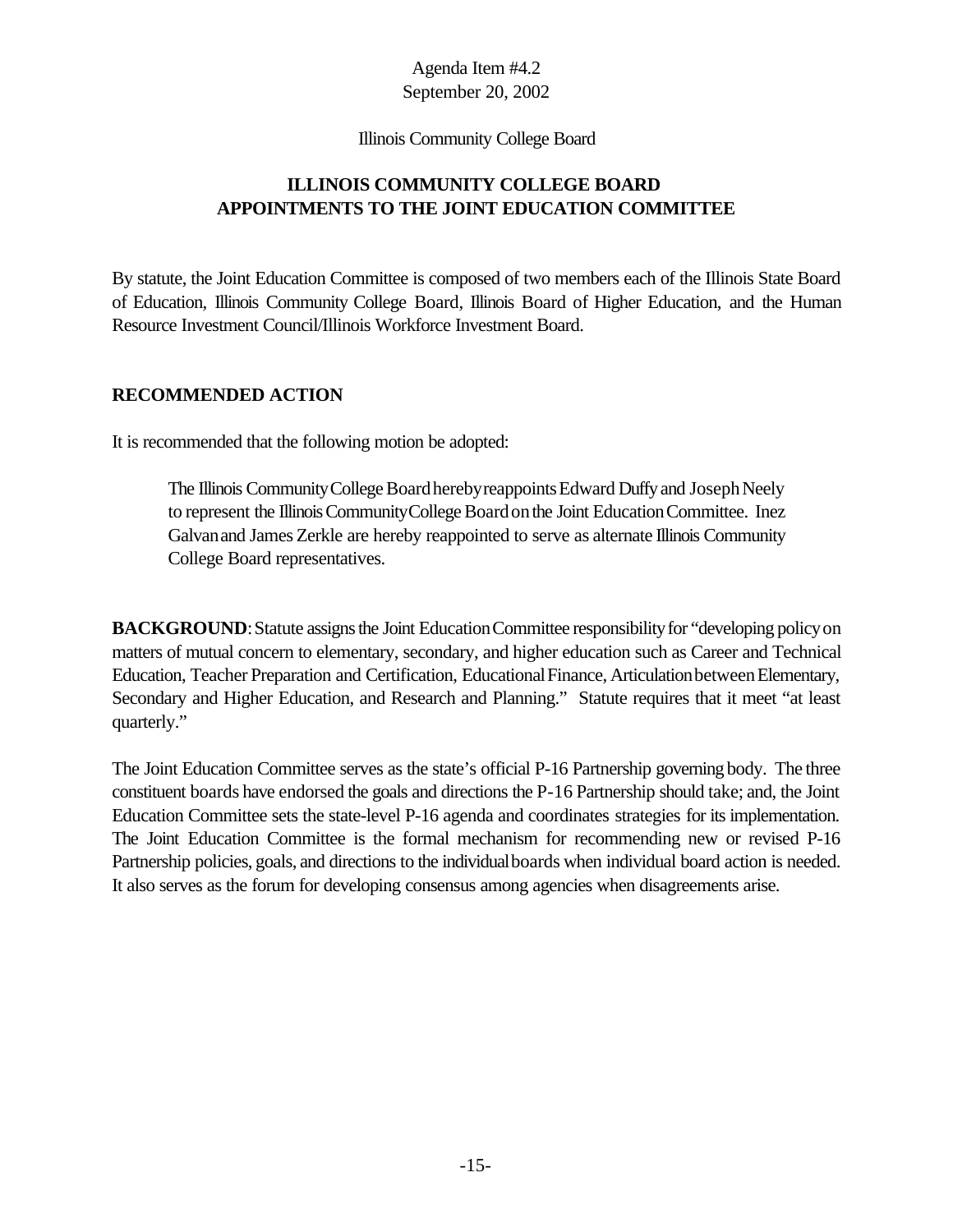Agenda Item #4.2
September 20, 2002

Illinois Community College Board

# ILLINOIS COMMUNITY COLLEGE BOARD
# APPOINTMENTS TO THE JOINT EDUCATION COMMITTEE

By statute, the Joint Education Committee is composed of two members each of the Illinois State Board of Education, Illinois Community College Board, Illinois Board of Higher Education, and the Human Resource Investment Council/Illinois Workforce Investment Board.

## RECOMMENDED ACTION

It is recommended that the following motion be adopted:

> The Illinois Community College Board hereby reappoints Edward Duffy and Joseph Neely to represent the Illinois Community College Board on the Joint Education Committee. Inez Galvan and James Zerkle are hereby reappointed to serve as alternate Illinois Community College Board representatives.

**BACKGROUND**: Statute assigns the Joint Education Committee responsibility for "developing policy on matters of mutual concern to elementary, secondary, and higher education such as Career and Technical Education, Teacher Preparation and Certification, Educational Finance, Articulation between Elementary, Secondary and Higher Education, and Research and Planning." Statute requires that it meet "at least quarterly."

The Joint Education Committee serves as the state's official P-16 Partnership governing body. The three constituent boards have endorsed the goals and directions the P-16 Partnership should take; and, the Joint Education Committee sets the state-level P-16 agenda and coordinates strategies for its implementation. The Joint Education Committee is the formal mechanism for recommending new or revised P-16 Partnership policies, goals, and directions to the individual boards when individual board action is needed. It also serves as the forum for developing consensus among agencies when disagreements arise.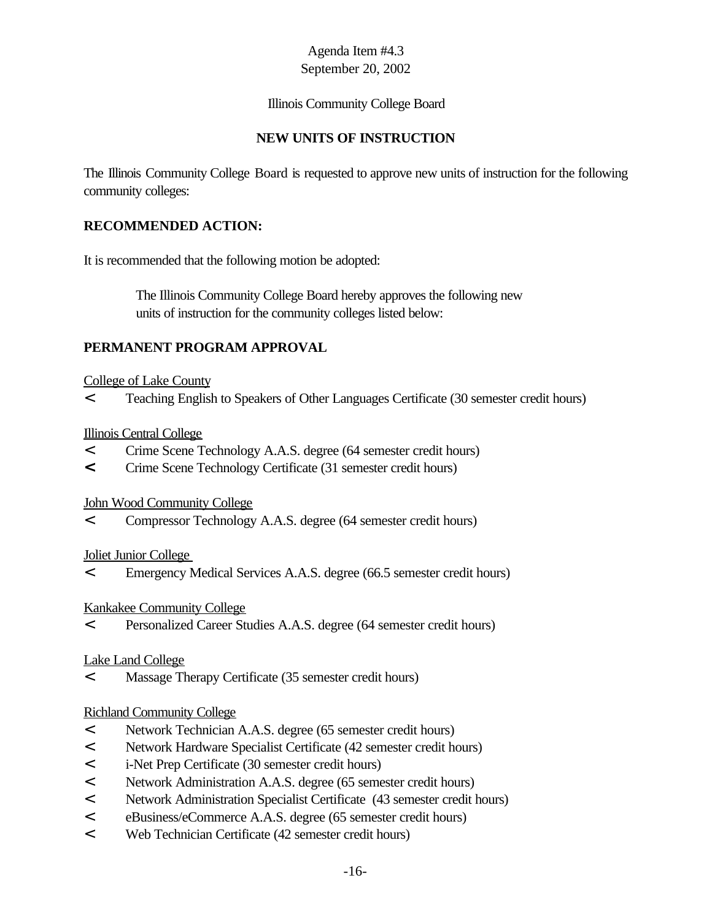Agenda Item #4.3
September 20, 2002

Illinois Community College Board

## NEW UNITS OF INSTRUCTION

The Illinois Community College Board is requested to approve new units of instruction for the following community colleges:

### RECOMMENDED ACTION:

It is recommended that the following motion be adopted:

> The Illinois Community College Board hereby approves the following new units of instruction for the community colleges listed below:

### PERMANENT PROGRAM APPROVAL

College of Lake County

- Teaching English to Speakers of Other Languages Certificate (30 semester credit hours)

Illinois Central College

- Crime Scene Technology A.A.S. degree (64 semester credit hours)
- Crime Scene Technology Certificate (31 semester credit hours)

John Wood Community College

- Compressor Technology A.A.S. degree (64 semester credit hours)

Joliet Junior College

- Emergency Medical Services A.A.S. degree (66.5 semester credit hours)

Kankakee Community College

- Personalized Career Studies A.A.S. degree (64 semester credit hours)

Lake Land College

- Massage Therapy Certificate (35 semester credit hours)

Richland Community College

- Network Technician A.A.S. degree (65 semester credit hours)
- Network Hardware Specialist Certificate (42 semester credit hours)
- i-Net Prep Certificate (30 semester credit hours)
- Network Administration A.A.S. degree (65 semester credit hours)
- Network Administration Specialist Certificate (43 semester credit hours)
- eBusiness/eCommerce A.A.S. degree (65 semester credit hours)
- Web Technician Certificate (42 semester credit hours)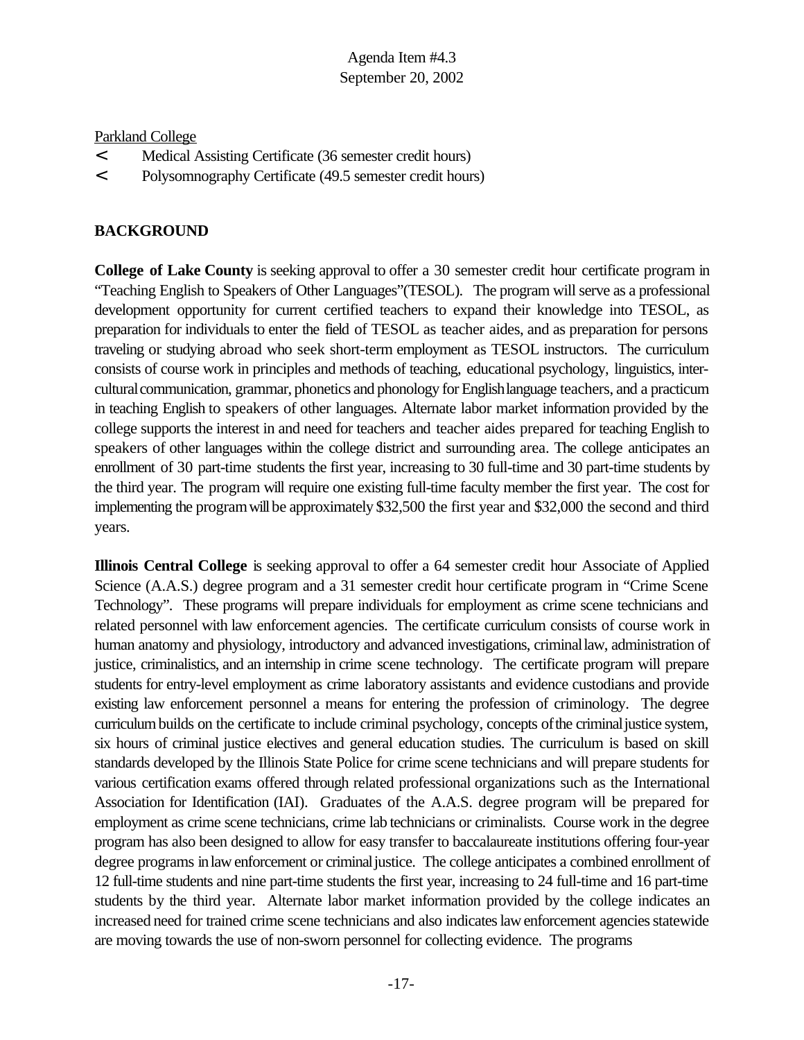Parkland College

- Medical Assisting Certificate (36 semester credit hours)
- Polysomnography Certificate (49.5 semester credit hours)

## BACKGROUND

**College of Lake County** is seeking approval to offer a 30 semester credit hour certificate program in "Teaching English to Speakers of Other Languages"(TESOL). The program will serve as a professional development opportunity for current certified teachers to expand their knowledge into TESOL, as preparation for individuals to enter the field of TESOL as teacher aides, and as preparation for persons traveling or studying abroad who seek short-term employment as TESOL instructors. The curriculum consists of course work in principles and methods of teaching, educational psychology, linguistics, inter-cultural communication, grammar, phonetics and phonology for English language teachers, and a practicum in teaching English to speakers of other languages. Alternate labor market information provided by the college supports the interest in and need for teachers and teacher aides prepared for teaching English to speakers of other languages within the college district and surrounding area. The college anticipates an enrollment of 30 part-time students the first year, increasing to 30 full-time and 30 part-time students by the third year. The program will require one existing full-time faculty member the first year. The cost for implementing the program will be approximately $32,500 the first year and $32,000 the second and third years.

**Illinois Central College** is seeking approval to offer a 64 semester credit hour Associate of Applied Science (A.A.S.) degree program and a 31 semester credit hour certificate program in "Crime Scene Technology". These programs will prepare individuals for employment as crime scene technicians and related personnel with law enforcement agencies. The certificate curriculum consists of course work in human anatomy and physiology, introductory and advanced investigations, criminal law, administration of justice, criminalistics, and an internship in crime scene technology. The certificate program will prepare students for entry-level employment as crime laboratory assistants and evidence custodians and provide existing law enforcement personnel a means for entering the profession of criminology. The degree curriculum builds on the certificate to include criminal psychology, concepts of the criminal justice system, six hours of criminal justice electives and general education studies. The curriculum is based on skill standards developed by the Illinois State Police for crime scene technicians and will prepare students for various certification exams offered through related professional organizations such as the International Association for Identification (IAI). Graduates of the A.A.S. degree program will be prepared for employment as crime scene technicians, crime lab technicians or criminalists. Course work in the degree program has also been designed to allow for easy transfer to baccalaureate institutions offering four-year degree programs in law enforcement or criminal justice. The college anticipates a combined enrollment of 12 full-time students and nine part-time students the first year, increasing to 24 full-time and 16 part-time students by the third year. Alternate labor market information provided by the college indicates an increased need for trained crime scene technicians and also indicates law enforcement agencies statewide are moving towards the use of non-sworn personnel for collecting evidence. The programs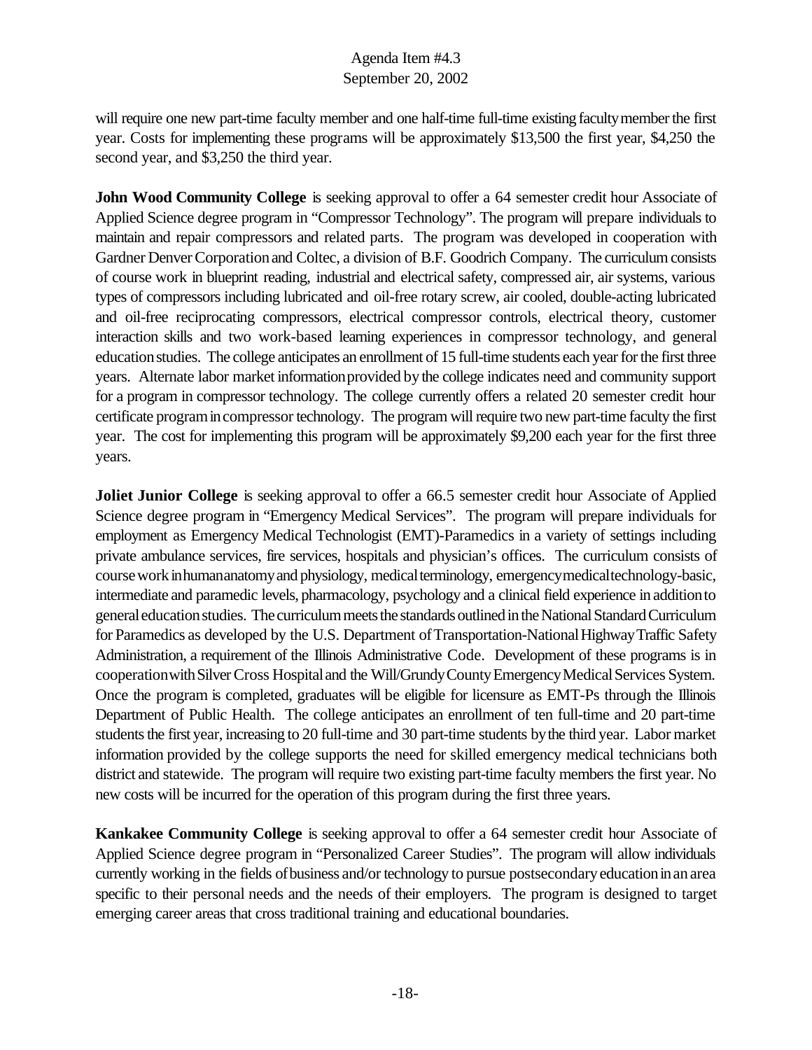will require one new part-time faculty member and one half-time full-time existing faculty member the first year. Costs for implementing these programs will be approximately $13,500 the first year, $4,250 the second year, and $3,250 the third year.

**John Wood Community College** is seeking approval to offer a 64 semester credit hour Associate of Applied Science degree program in "Compressor Technology". The program will prepare individuals to maintain and repair compressors and related parts. The program was developed in cooperation with Gardner Denver Corporation and Coltec, a division of B.F. Goodrich Company. The curriculum consists of course work in blueprint reading, industrial and electrical safety, compressed air, air systems, various types of compressors including lubricated and oil-free rotary screw, air cooled, double-acting lubricated and oil-free reciprocating compressors, electrical compressor controls, electrical theory, customer interaction skills and two work-based learning experiences in compressor technology, and general education studies. The college anticipates an enrollment of 15 full-time students each year for the first three years. Alternate labor market information provided by the college indicates need and community support for a program in compressor technology. The college currently offers a related 20 semester credit hour certificate program in compressor technology. The program will require two new part-time faculty the first year. The cost for implementing this program will be approximately $9,200 each year for the first three years.

**Joliet Junior College** is seeking approval to offer a 66.5 semester credit hour Associate of Applied Science degree program in "Emergency Medical Services". The program will prepare individuals for employment as Emergency Medical Technologist (EMT)-Paramedics in a variety of settings including private ambulance services, fire services, hospitals and physician's offices. The curriculum consists of course work in human anatomy and physiology, medical terminology, emergency medical technology-basic, intermediate and paramedic levels, pharmacology, psychology and a clinical field experience in addition to general education studies. The curriculum meets the standards outlined in the National Standard Curriculum for Paramedics as developed by the U.S. Department of Transportation-National Highway Traffic Safety Administration, a requirement of the Illinois Administrative Code. Development of these programs is in cooperation with Silver Cross Hospital and the Will/Grundy County Emergency Medical Services System. Once the program is completed, graduates will be eligible for licensure as EMT-Ps through the Illinois Department of Public Health. The college anticipates an enrollment of ten full-time and 20 part-time students the first year, increasing to 20 full-time and 30 part-time students by the third year. Labor market information provided by the college supports the need for skilled emergency medical technicians both district and statewide. The program will require two existing part-time faculty members the first year. No new costs will be incurred for the operation of this program during the first three years.

**Kankakee Community College** is seeking approval to offer a 64 semester credit hour Associate of Applied Science degree program in "Personalized Career Studies". The program will allow individuals currently working in the fields of business and/or technology to pursue postsecondary education in an area specific to their personal needs and the needs of their employers. The program is designed to target emerging career areas that cross traditional training and educational boundaries.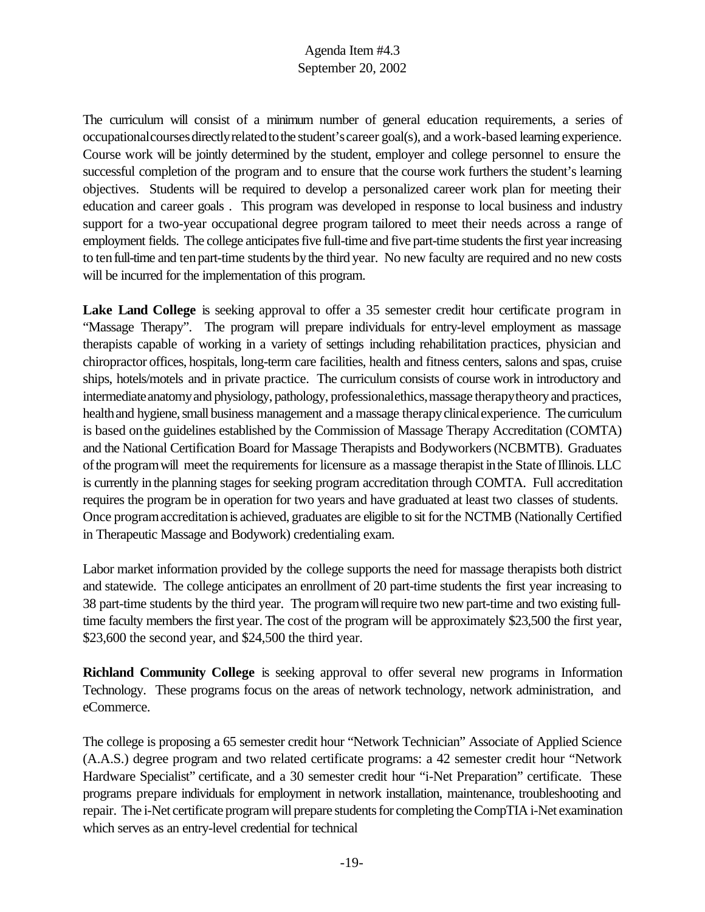The curriculum will consist of a minimum number of general education requirements, a series of occupational courses directly related to the student's career goal(s), and a work-based learning experience. Course work will be jointly determined by the student, employer and college personnel to ensure the successful completion of the program and to ensure that the course work furthers the student's learning objectives. Students will be required to develop a personalized career work plan for meeting their education and career goals . This program was developed in response to local business and industry support for a two-year occupational degree program tailored to meet their needs across a range of employment fields. The college anticipates five full-time and five part-time students the first year increasing to ten full-time and ten part-time students by the third year. No new faculty are required and no new costs will be incurred for the implementation of this program.

**Lake Land College** is seeking approval to offer a 35 semester credit hour certificate program in "Massage Therapy". The program will prepare individuals for entry-level employment as massage therapists capable of working in a variety of settings including rehabilitation practices, physician and chiropractor offices, hospitals, long-term care facilities, health and fitness centers, salons and spas, cruise ships, hotels/motels and in private practice. The curriculum consists of course work in introductory and intermediate anatomy and physiology, pathology, professional ethics, massage therapy theory and practices, health and hygiene, small business management and a massage therapy clinical experience. The curriculum is based on the guidelines established by the Commission of Massage Therapy Accreditation (COMTA) and the National Certification Board for Massage Therapists and Bodyworkers (NCBMTB). Graduates of the program will meet the requirements for licensure as a massage therapist in the State of Illinois. LLC is currently in the planning stages for seeking program accreditation through COMTA. Full accreditation requires the program be in operation for two years and have graduated at least two classes of students. Once program accreditation is achieved, graduates are eligible to sit for the NCTMB (Nationally Certified in Therapeutic Massage and Bodywork) credentialing exam.

Labor market information provided by the college supports the need for massage therapists both district and statewide. The college anticipates an enrollment of 20 part-time students the first year increasing to 38 part-time students by the third year. The program will require two new part-time and two existing full-time faculty members the first year. The cost of the program will be approximately $23,500 the first year, $23,600 the second year, and $24,500 the third year.

**Richland Community College** is seeking approval to offer several new programs in Information Technology. These programs focus on the areas of network technology, network administration, and eCommerce.

The college is proposing a 65 semester credit hour "Network Technician" Associate of Applied Science (A.A.S.) degree program and two related certificate programs: a 42 semester credit hour "Network Hardware Specialist" certificate, and a 30 semester credit hour "i-Net Preparation" certificate. These programs prepare individuals for employment in network installation, maintenance, troubleshooting and repair. The i-Net certificate program will prepare students for completing the CompTIA i-Net examination which serves as an entry-level credential for technical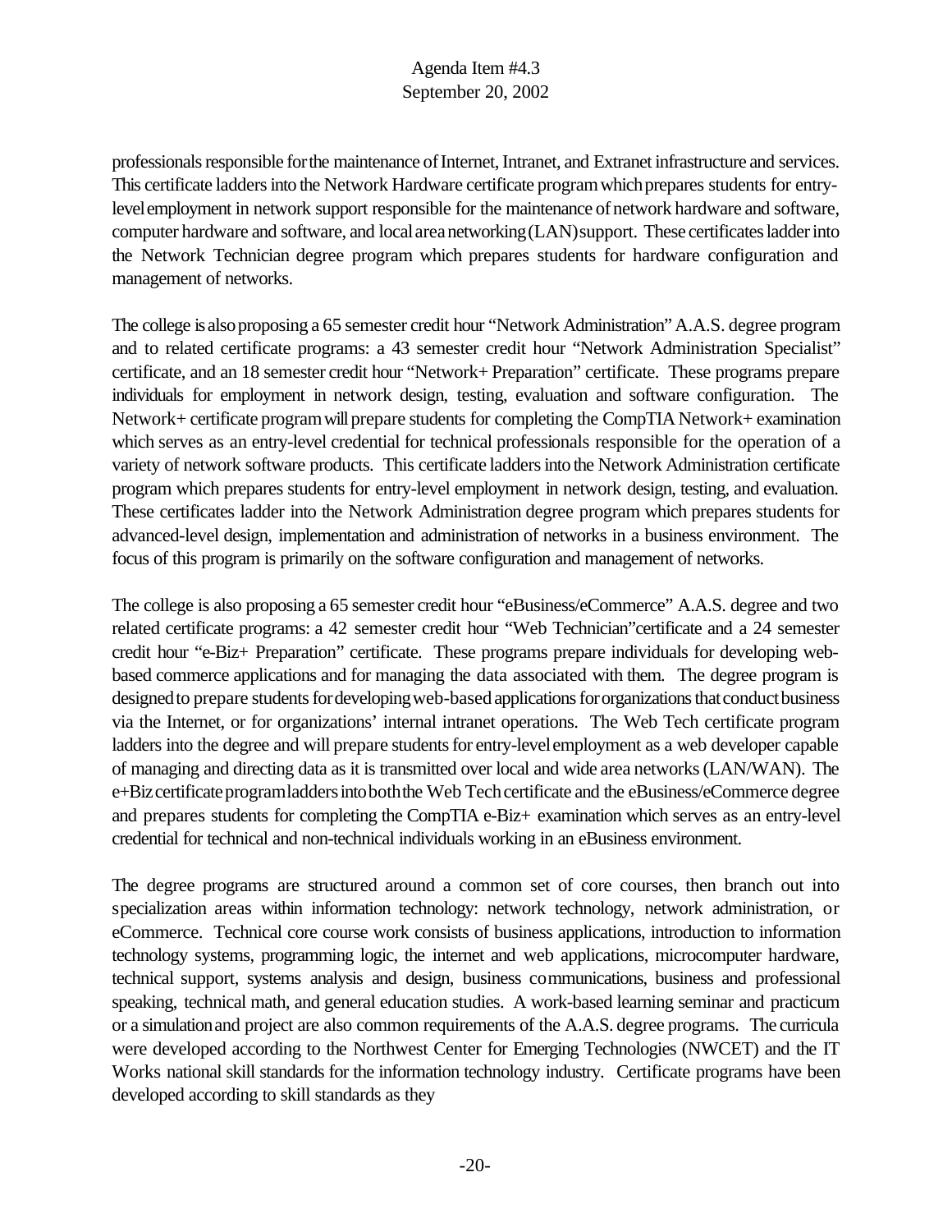professionals responsible for the maintenance of Internet, Intranet, and Extranet infrastructure and services. This certificate ladders into the Network Hardware certificate program which prepares students for entry-level employment in network support responsible for the maintenance of network hardware and software, computer hardware and software, and local area networking (LAN) support. These certificates ladder into the Network Technician degree program which prepares students for hardware configuration and management of networks.

The college is also proposing a 65 semester credit hour "Network Administration" A.A.S. degree program and to related certificate programs: a 43 semester credit hour "Network Administration Specialist" certificate, and an 18 semester credit hour "Network+ Preparation" certificate. These programs prepare individuals for employment in network design, testing, evaluation and software configuration. The Network+ certificate program will prepare students for completing the CompTIA Network+ examination which serves as an entry-level credential for technical professionals responsible for the operation of a variety of network software products. This certificate ladders into the Network Administration certificate program which prepares students for entry-level employment in network design, testing, and evaluation. These certificates ladder into the Network Administration degree program which prepares students for advanced-level design, implementation and administration of networks in a business environment. The focus of this program is primarily on the software configuration and management of networks.

The college is also proposing a 65 semester credit hour "eBusiness/eCommerce" A.A.S. degree and two related certificate programs: a 42 semester credit hour "Web Technician"certificate and a 24 semester credit hour "e-Biz+ Preparation" certificate. These programs prepare individuals for developing web-based commerce applications and for managing the data associated with them. The degree program is designed to prepare students for developing web-based applications for organizations that conduct business via the Internet, or for organizations' internal intranet operations. The Web Tech certificate program ladders into the degree and will prepare students for entry-level employment as a web developer capable of managing and directing data as it is transmitted over local and wide area networks (LAN/WAN). The e+Biz certificate program ladders into both the Web Tech certificate and the eBusiness/eCommerce degree and prepares students for completing the CompTIA e-Biz+ examination which serves as an entry-level credential for technical and non-technical individuals working in an eBusiness environment.

The degree programs are structured around a common set of core courses, then branch out into specialization areas within information technology: network technology, network administration, or eCommerce. Technical core course work consists of business applications, introduction to information technology systems, programming logic, the internet and web applications, microcomputer hardware, technical support, systems analysis and design, business communications, business and professional speaking, technical math, and general education studies. A work-based learning seminar and practicum or a simulation and project are also common requirements of the A.A.S. degree programs. The curricula were developed according to the Northwest Center for Emerging Technologies (NWCET) and the IT Works national skill standards for the information technology industry. Certificate programs have been developed according to skill standards as they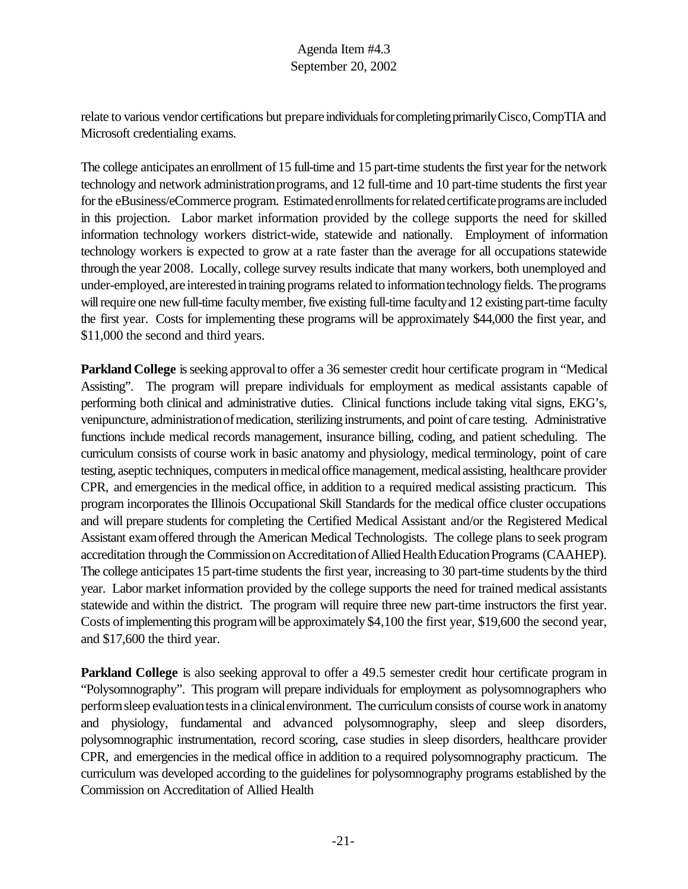relate to various vendor certifications but prepare individuals for completing primarily Cisco, CompTIA and Microsoft credentialing exams.

The college anticipates an enrollment of 15 full-time and 15 part-time students the first year for the network technology and network administration programs, and 12 full-time and 10 part-time students the first year for the eBusiness/eCommerce program. Estimated enrollments for related certificate programs are included in this projection. Labor market information provided by the college supports the need for skilled information technology workers district-wide, statewide and nationally. Employment of information technology workers is expected to grow at a rate faster than the average for all occupations statewide through the year 2008. Locally, college survey results indicate that many workers, both unemployed and under-employed, are interested in training programs related to information technology fields. The programs will require one new full-time faculty member, five existing full-time faculty and 12 existing part-time faculty the first year. Costs for implementing these programs will be approximately $44,000 the first year, and $11,000 the second and third years.

**Parkland College** is seeking approval to offer a 36 semester credit hour certificate program in "Medical Assisting". The program will prepare individuals for employment as medical assistants capable of performing both clinical and administrative duties. Clinical functions include taking vital signs, EKG's, venipuncture, administration of medication, sterilizing instruments, and point of care testing. Administrative functions include medical records management, insurance billing, coding, and patient scheduling. The curriculum consists of course work in basic anatomy and physiology, medical terminology, point of care testing, aseptic techniques, computers in medical office management, medical assisting, healthcare provider CPR, and emergencies in the medical office, in addition to a required medical assisting practicum. This program incorporates the Illinois Occupational Skill Standards for the medical office cluster occupations and will prepare students for completing the Certified Medical Assistant and/or the Registered Medical Assistant exam offered through the American Medical Technologists. The college plans to seek program accreditation through the Commission on Accreditation of Allied Health Education Programs (CAAHEP). The college anticipates 15 part-time students the first year, increasing to 30 part-time students by the third year. Labor market information provided by the college supports the need for trained medical assistants statewide and within the district. The program will require three new part-time instructors the first year. Costs of implementing this program will be approximately $4,100 the first year, $19,600 the second year, and $17,600 the third year.

**Parkland College** is also seeking approval to offer a 49.5 semester credit hour certificate program in "Polysomnography". This program will prepare individuals for employment as polysomnographers who perform sleep evaluation tests in a clinical environment. The curriculum consists of course work in anatomy and physiology, fundamental and advanced polysomnography, sleep and sleep disorders, polysomnographic instrumentation, record scoring, case studies in sleep disorders, healthcare provider CPR, and emergencies in the medical office in addition to a required polysomnography practicum. The curriculum was developed according to the guidelines for polysomnography programs established by the Commission on Accreditation of Allied Health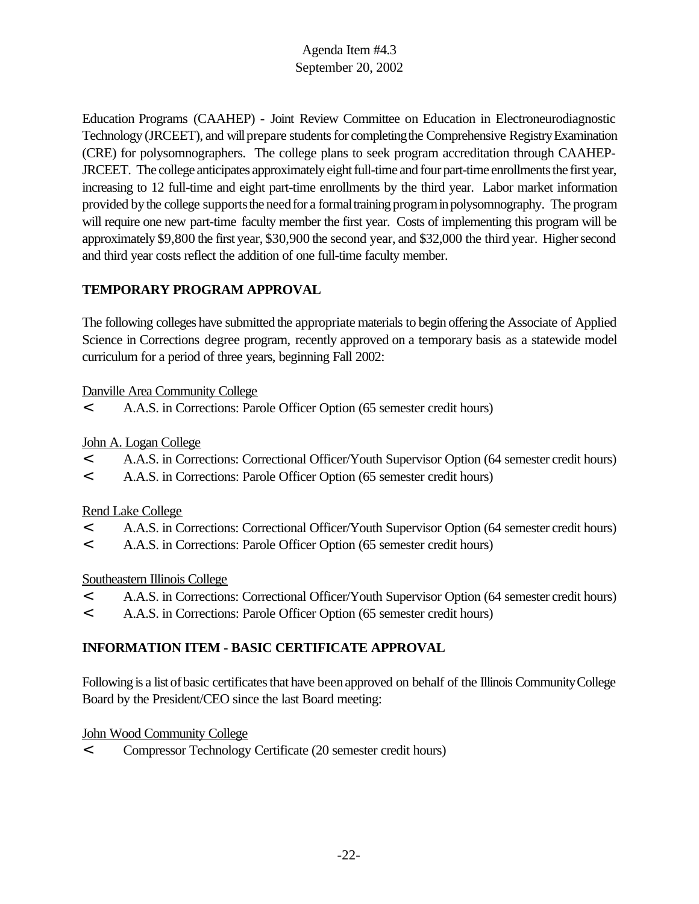Education Programs (CAAHEP) - Joint Review Committee on Education in Electroneurodiagnostic Technology (JRCEET), and will prepare students for completing the Comprehensive Registry Examination (CRE) for polysomnographers. The college plans to seek program accreditation through CAAHEP-JRCEET. The college anticipates approximately eight full-time and four part-time enrollments the first year, increasing to 12 full-time and eight part-time enrollments by the third year. Labor market information provided by the college supports the need for a formal training program in polysomnography. The program will require one new part-time faculty member the first year. Costs of implementing this program will be approximately $9,800 the first year, $30,900 the second year, and $32,000 the third year. Higher second and third year costs reflect the addition of one full-time faculty member.

**TEMPORARY PROGRAM APPROVAL**

The following colleges have submitted the appropriate materials to begin offering the Associate of Applied Science in Corrections degree program, recently approved on a temporary basis as a statewide model curriculum for a period of three years, beginning Fall 2002:

Danville Area Community College

- A.A.S. in Corrections: Parole Officer Option (65 semester credit hours)

John A. Logan College

- A.A.S. in Corrections: Correctional Officer/Youth Supervisor Option (64 semester credit hours)
- A.A.S. in Corrections: Parole Officer Option (65 semester credit hours)

Rend Lake College

- A.A.S. in Corrections: Correctional Officer/Youth Supervisor Option (64 semester credit hours)
- A.A.S. in Corrections: Parole Officer Option (65 semester credit hours)

Southeastern Illinois College

- A.A.S. in Corrections: Correctional Officer/Youth Supervisor Option (64 semester credit hours)
- A.A.S. in Corrections: Parole Officer Option (65 semester credit hours)

**INFORMATION ITEM - BASIC CERTIFICATE APPROVAL**

Following is a list of basic certificates that have been approved on behalf of the Illinois Community College Board by the President/CEO since the last Board meeting:

John Wood Community College

- Compressor Technology Certificate (20 semester credit hours)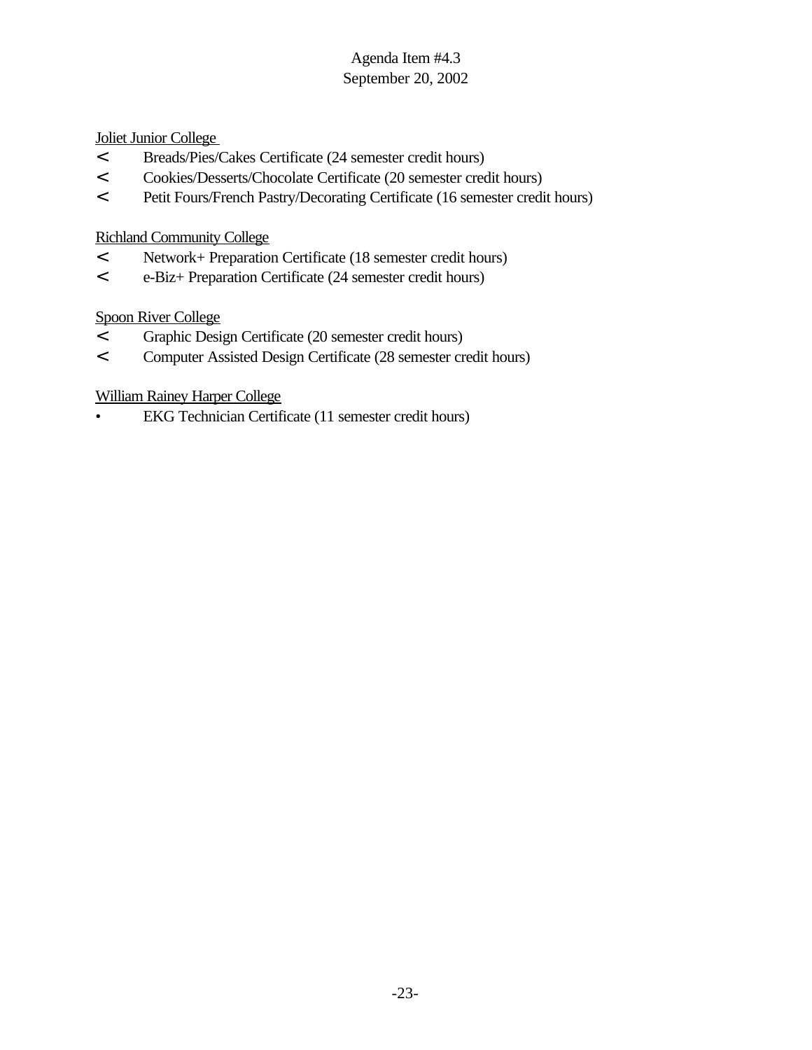Joliet Junior College

- Breads/Pies/Cakes Certificate (24 semester credit hours)
- Cookies/Desserts/Chocolate Certificate (20 semester credit hours)
- Petit Fours/French Pastry/Decorating Certificate (16 semester credit hours)

Richland Community College

- Network+ Preparation Certificate (18 semester credit hours)
- e-Biz+ Preparation Certificate (24 semester credit hours)

Spoon River College

- Graphic Design Certificate (20 semester credit hours)
- Computer Assisted Design Certificate (28 semester credit hours)

William Rainey Harper College

- EKG Technician Certificate (11 semester credit hours)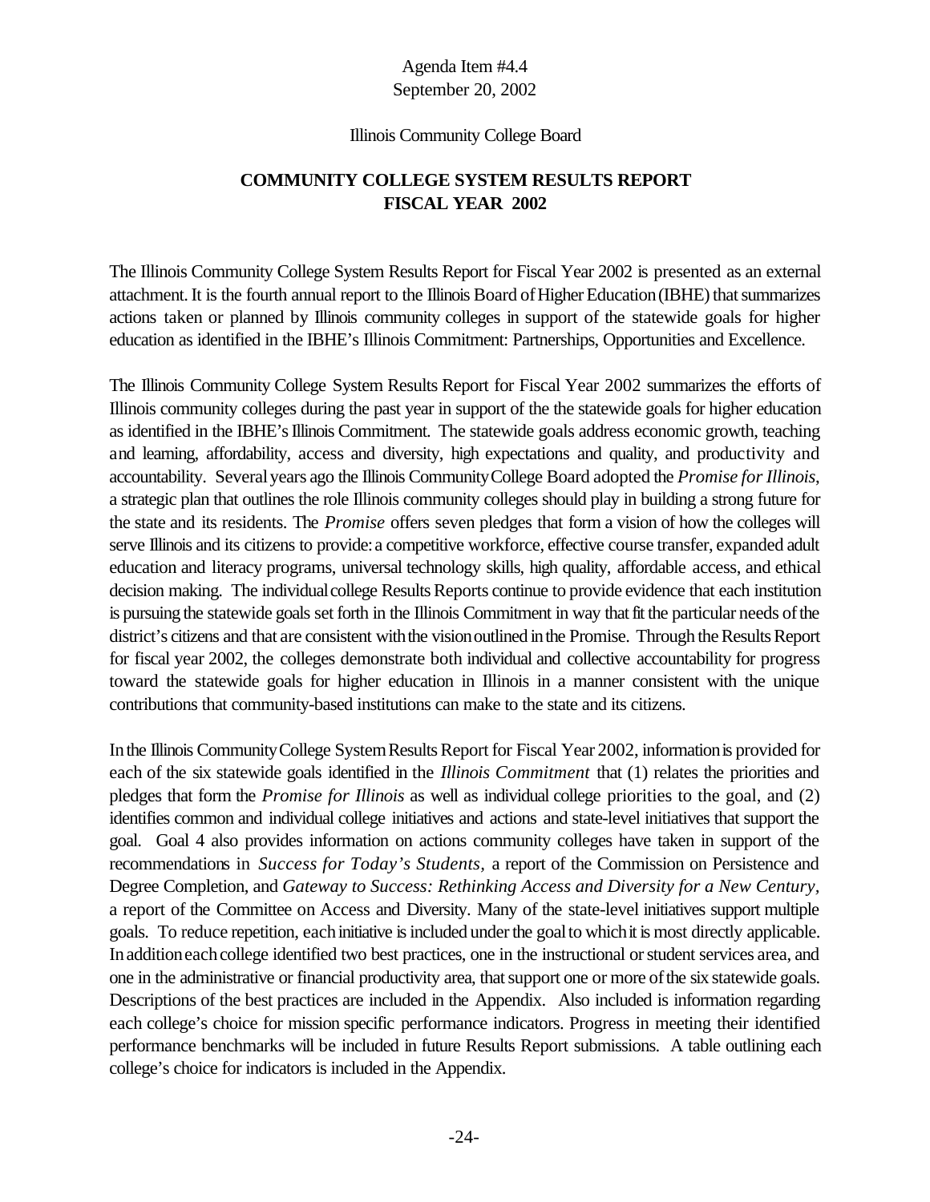Agenda Item #4.4
September 20, 2002

Illinois Community College Board

# COMMUNITY COLLEGE SYSTEM RESULTS REPORT FISCAL YEAR 2002

The Illinois Community College System Results Report for Fiscal Year 2002 is presented as an external attachment. It is the fourth annual report to the Illinois Board of Higher Education (IBHE) that summarizes actions taken or planned by Illinois community colleges in support of the statewide goals for higher education as identified in the IBHE's Illinois Commitment: Partnerships, Opportunities and Excellence.

The Illinois Community College System Results Report for Fiscal Year 2002 summarizes the efforts of Illinois community colleges during the past year in support of the the statewide goals for higher education as identified in the IBHE's Illinois Commitment. The statewide goals address economic growth, teaching and learning, affordability, access and diversity, high expectations and quality, and productivity and accountability. Several years ago the Illinois Community College Board adopted the *Promise for Illinois*, a strategic plan that outlines the role Illinois community colleges should play in building a strong future for the state and its residents. The *Promise* offers seven pledges that form a vision of how the colleges will serve Illinois and its citizens to provide: a competitive workforce, effective course transfer, expanded adult education and literacy programs, universal technology skills, high quality, affordable access, and ethical decision making. The individual college Results Reports continue to provide evidence that each institution is pursuing the statewide goals set forth in the Illinois Commitment in way that fit the particular needs of the district's citizens and that are consistent with the vision outlined in the Promise. Through the Results Report for fiscal year 2002, the colleges demonstrate both individual and collective accountability for progress toward the statewide goals for higher education in Illinois in a manner consistent with the unique contributions that community-based institutions can make to the state and its citizens.

In the Illinois Community College System Results Report for Fiscal Year 2002, information is provided for each of the six statewide goals identified in the *Illinois Commitment* that (1) relates the priorities and pledges that form the *Promise for Illinois* as well as individual college priorities to the goal, and (2) identifies common and individual college initiatives and actions and state-level initiatives that support the goal. Goal 4 also provides information on actions community colleges have taken in support of the recommendations in *Success for Today's Students*, a report of the Commission on Persistence and Degree Completion, and *Gateway to Success: Rethinking Access and Diversity for a New Century*, a report of the Committee on Access and Diversity. Many of the state-level initiatives support multiple goals. To reduce repetition, each initiative is included under the goal to which it is most directly applicable. In addition each college identified two best practices, one in the instructional or student services area, and one in the administrative or financial productivity area, that support one or more of the six statewide goals. Descriptions of the best practices are included in the Appendix. Also included is information regarding each college's choice for mission specific performance indicators. Progress in meeting their identified performance benchmarks will be included in future Results Report submissions. A table outlining each college's choice for indicators is included in the Appendix.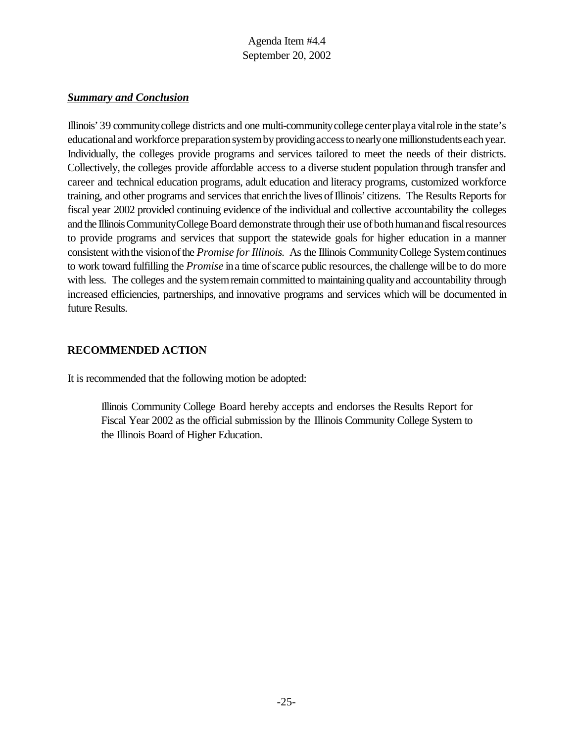## ***Summary and Conclusion***

Illinois' 39 community college districts and one multi-community college center play a vital role in the state's educational and workforce preparation system by providing access to nearly one million students each year. Individually, the colleges provide programs and services tailored to meet the needs of their districts. Collectively, the colleges provide affordable access to a diverse student population through transfer and career and technical education programs, adult education and literacy programs, customized workforce training, and other programs and services that enrich the lives of Illinois' citizens. The Results Reports for fiscal year 2002 provided continuing evidence of the individual and collective accountability the colleges and the Illinois Community College Board demonstrate through their use of both human and fiscal resources to provide programs and services that support the statewide goals for higher education in a manner consistent with the vision of the *Promise for Illinois.* As the Illinois Community College System continues to work toward fulfilling the *Promise* in a time of scarce public resources, the challenge will be to do more with less. The colleges and the system remain committed to maintaining quality and accountability through increased efficiencies, partnerships, and innovative programs and services which will be documented in future Results.

## RECOMMENDED ACTION

It is recommended that the following motion be adopted:

> Illinois Community College Board hereby accepts and endorses the Results Report for Fiscal Year 2002 as the official submission by the Illinois Community College System to the Illinois Board of Higher Education.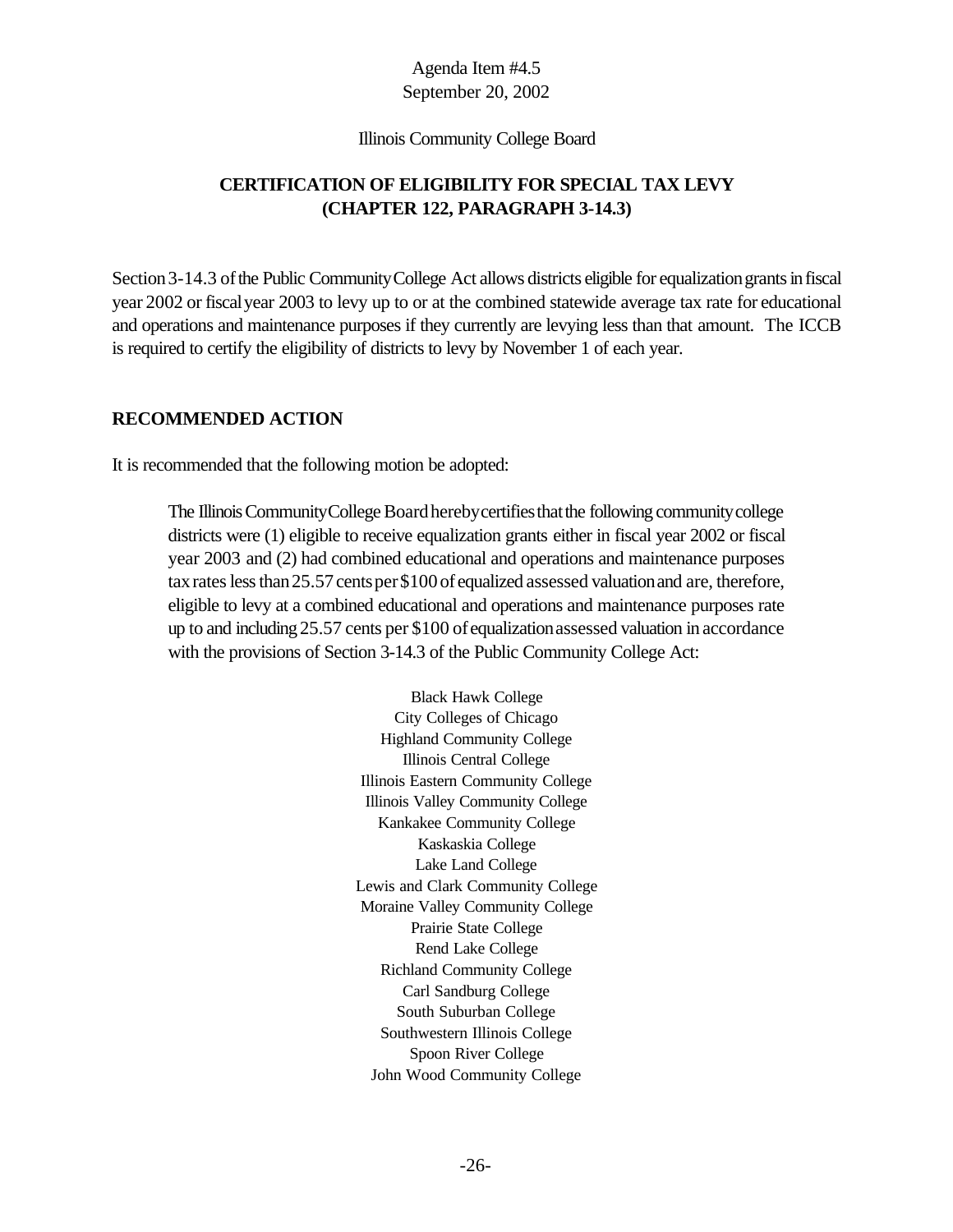Agenda Item #4.5
September 20, 2002

Illinois Community College Board

## CERTIFICATION OF ELIGIBILITY FOR SPECIAL TAX LEVY (CHAPTER 122, PARAGRAPH 3-14.3)

Section 3-14.3 of the Public Community College Act allows districts eligible for equalization grants in fiscal year 2002 or fiscal year 2003 to levy up to or at the combined statewide average tax rate for educational and operations and maintenance purposes if they currently are levying less than that amount. The ICCB is required to certify the eligibility of districts to levy by November 1 of each year.

### RECOMMENDED ACTION

It is recommended that the following motion be adopted:

> The Illinois Community College Board hereby certifies that the following community college districts were (1) eligible to receive equalization grants either in fiscal year 2002 or fiscal year 2003 and (2) had combined educational and operations and maintenance purposes tax rates less than 25.57 cents per $100 of equalized assessed valuation and are, therefore, eligible to levy at a combined educational and operations and maintenance purposes rate up to and including 25.57 cents per $100 of equalization assessed valuation in accordance with the provisions of Section 3-14.3 of the Public Community College Act:

Black Hawk College
City Colleges of Chicago
Highland Community College
Illinois Central College
Illinois Eastern Community College
Illinois Valley Community College
Kankakee Community College
Kaskaskia College
Lake Land College
Lewis and Clark Community College
Moraine Valley Community College
Prairie State College
Rend Lake College
Richland Community College
Carl Sandburg College
South Suburban College
Southwestern Illinois College
Spoon River College
John Wood Community College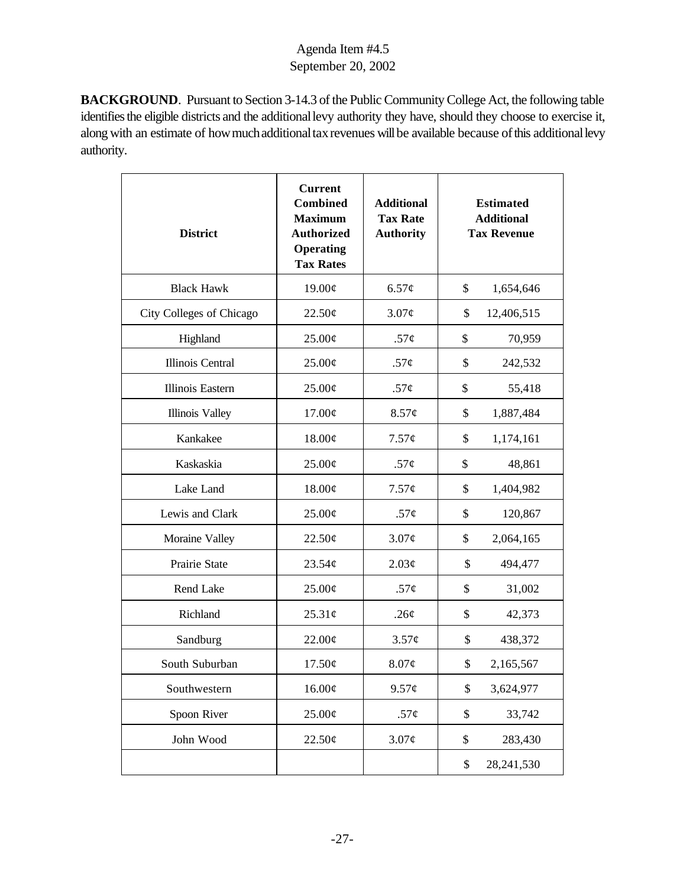Agenda Item #4.5
September 20, 2002

**BACKGROUND**. Pursuant to Section 3-14.3 of the Public Community College Act, the following table identifies the eligible districts and the additional levy authority they have, should they choose to exercise it, along with an estimate of how much additional tax revenues will be available because of this additional levy authority.

| District | Current Combined Maximum Authorized Operating Tax Rates | Additional Tax Rate Authority | Estimated Additional Tax Revenue |
|---|---|---|---|
| Black Hawk | 19.00¢ | 6.57¢ | $ 1,654,646 |
| City Colleges of Chicago | 22.50¢ | 3.07¢ | $ 12,406,515 |
| Highland | 25.00¢ | .57¢ | $ 70,959 |
| Illinois Central | 25.00¢ | .57¢ | $ 242,532 |
| Illinois Eastern | 25.00¢ | .57¢ | $ 55,418 |
| Illinois Valley | 17.00¢ | 8.57¢ | $ 1,887,484 |
| Kankakee | 18.00¢ | 7.57¢ | $ 1,174,161 |
| Kaskaskia | 25.00¢ | .57¢ | $ 48,861 |
| Lake Land | 18.00¢ | 7.57¢ | $ 1,404,982 |
| Lewis and Clark | 25.00¢ | .57¢ | $ 120,867 |
| Moraine Valley | 22.50¢ | 3.07¢ | $ 2,064,165 |
| Prairie State | 23.54¢ | 2.03¢ | $ 494,477 |
| Rend Lake | 25.00¢ | .57¢ | $ 31,002 |
| Richland | 25.31¢ | .26¢ | $ 42,373 |
| Sandburg | 22.00¢ | 3.57¢ | $ 438,372 |
| South Suburban | 17.50¢ | 8.07¢ | $ 2,165,567 |
| Southwestern | 16.00¢ | 9.57¢ | $ 3,624,977 |
| Spoon River | 25.00¢ | .57¢ | $ 33,742 |
| John Wood | 22.50¢ | 3.07¢ | $ 283,430 |
| | | | $ 28,241,530 |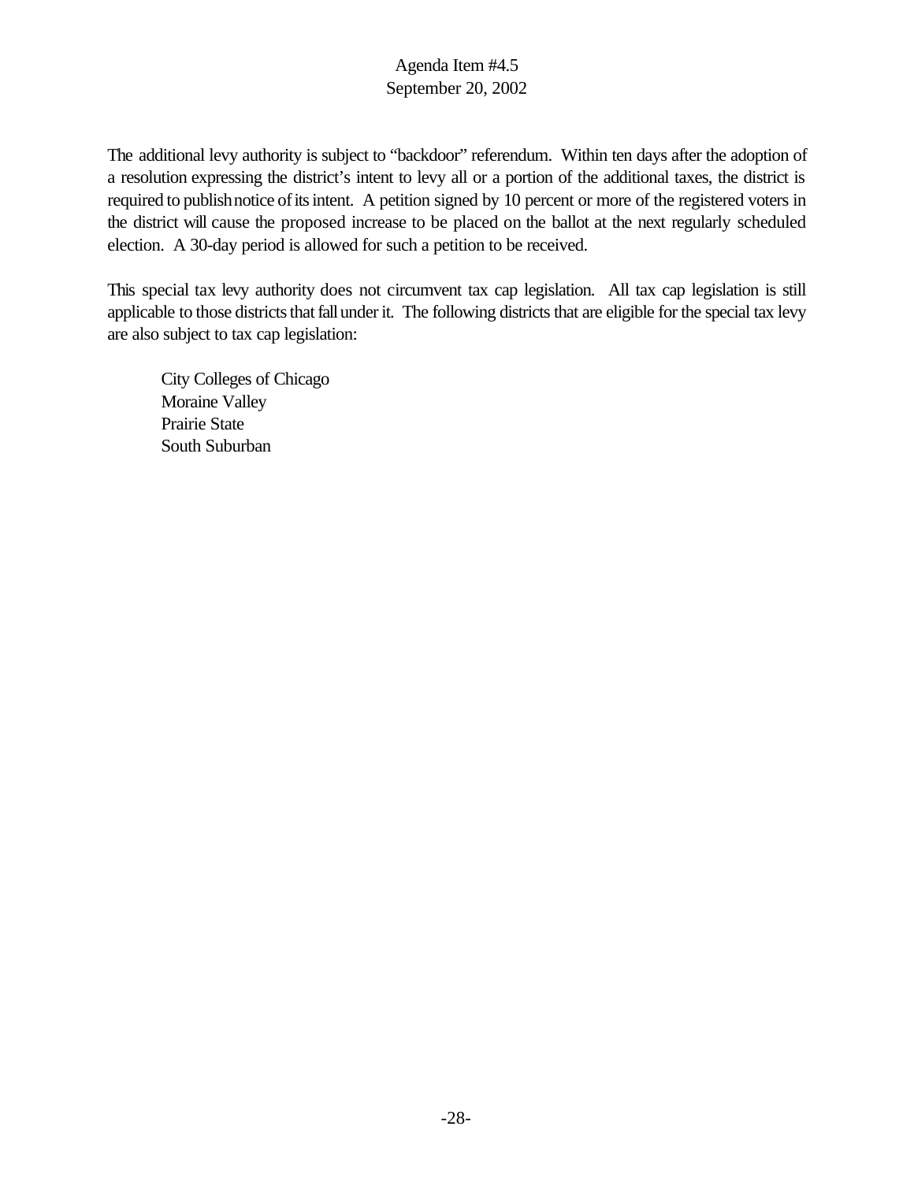The additional levy authority is subject to "backdoor" referendum. Within ten days after the adoption of a resolution expressing the district's intent to levy all or a portion of the additional taxes, the district is required to publish notice of its intent. A petition signed by 10 percent or more of the registered voters in the district will cause the proposed increase to be placed on the ballot at the next regularly scheduled election. A 30-day period is allowed for such a petition to be received.

This special tax levy authority does not circumvent tax cap legislation. All tax cap legislation is still applicable to those districts that fall under it. The following districts that are eligible for the special tax levy are also subject to tax cap legislation:

City Colleges of Chicago
Moraine Valley
Prairie State
South Suburban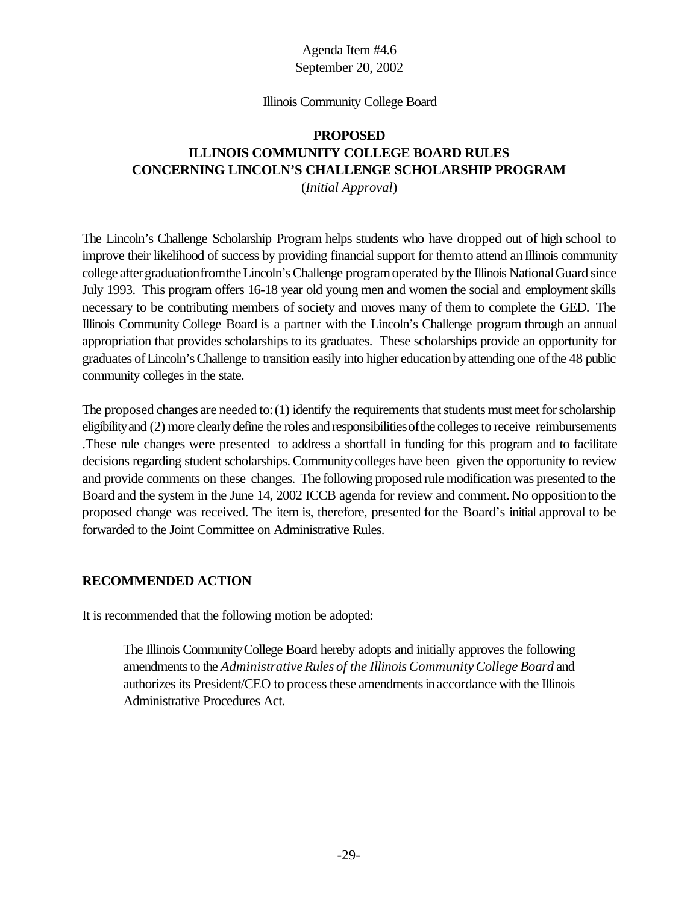Agenda Item #4.6
September 20, 2002

Illinois Community College Board

**PROPOSED**
**ILLINOIS COMMUNITY COLLEGE BOARD RULES**
**CONCERNING LINCOLN'S CHALLENGE SCHOLARSHIP PROGRAM**
(*Initial Approval*)

The Lincoln's Challenge Scholarship Program helps students who have dropped out of high school to improve their likelihood of success by providing financial support for them to attend an Illinois community college after graduation from the Lincoln's Challenge program operated by the Illinois National Guard since July 1993. This program offers 16-18 year old young men and women the social and employment skills necessary to be contributing members of society and moves many of them to complete the GED. The Illinois Community College Board is a partner with the Lincoln's Challenge program through an annual appropriation that provides scholarships to its graduates. These scholarships provide an opportunity for graduates of Lincoln's Challenge to transition easily into higher education by attending one of the 48 public community colleges in the state.

The proposed changes are needed to: (1) identify the requirements that students must meet for scholarship eligibility and (2) more clearly define the roles and responsibilities of the colleges to receive reimbursements .These rule changes were presented to address a shortfall in funding for this program and to facilitate decisions regarding student scholarships. Community colleges have been given the opportunity to review and provide comments on these changes. The following proposed rule modification was presented to the Board and the system in the June 14, 2002 ICCB agenda for review and comment. No opposition to the proposed change was received. The item is, therefore, presented for the Board's initial approval to be forwarded to the Joint Committee on Administrative Rules.

## RECOMMENDED ACTION

It is recommended that the following motion be adopted:

> The Illinois Community College Board hereby adopts and initially approves the following amendments to the *Administrative Rules of the Illinois Community College Board* and authorizes its President/CEO to process these amendments in accordance with the Illinois Administrative Procedures Act.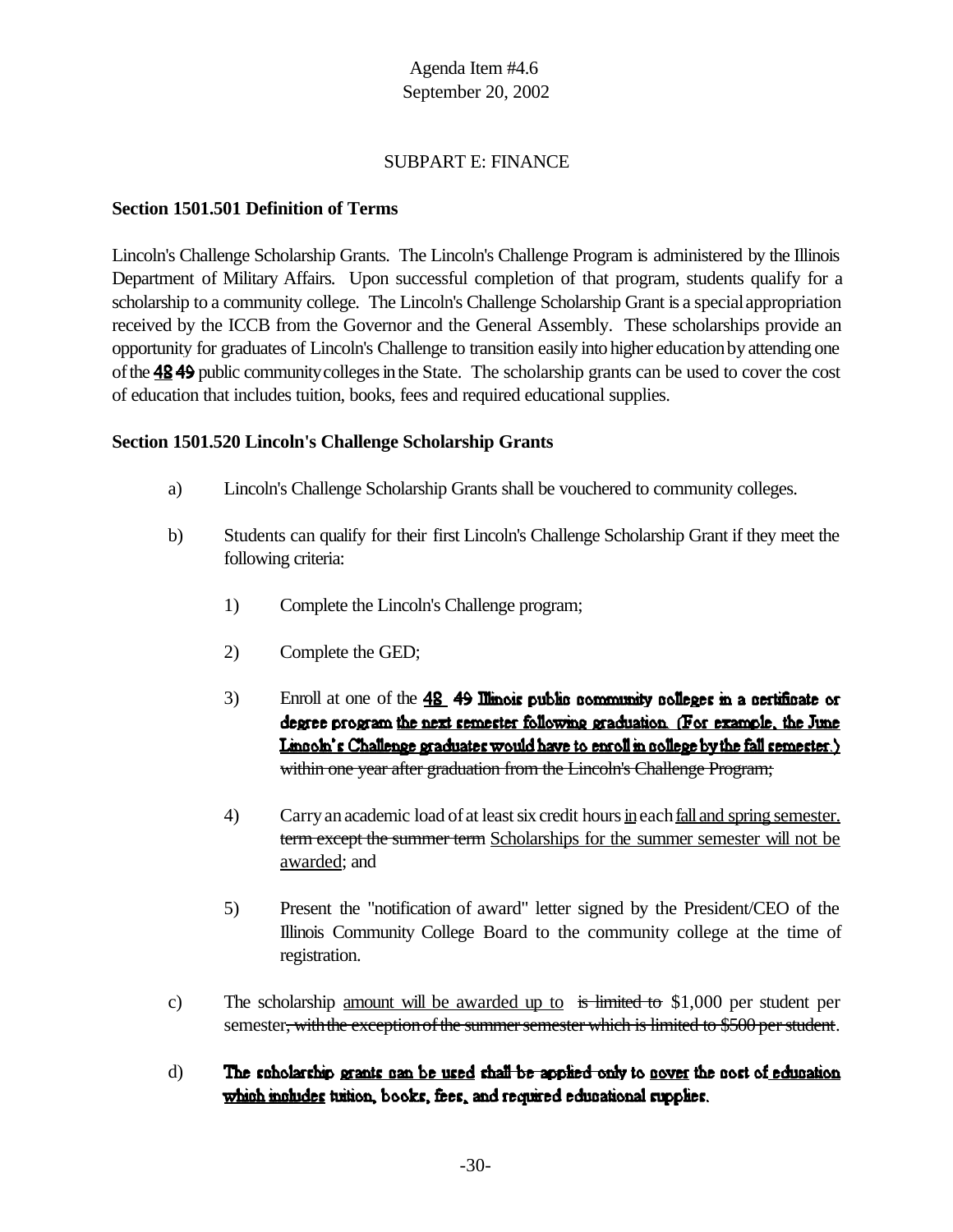Agenda Item #4.6
September 20, 2002

SUBPART E: FINANCE

**Section 1501.501 Definition of Terms**

Lincoln's Challenge Scholarship Grants. The Lincoln's Challenge Program is administered by the Illinois Department of Military Affairs. Upon successful completion of that program, students qualify for a scholarship to a community college. The Lincoln's Challenge Scholarship Grant is a special appropriation received by the ICCB from the Governor and the General Assembly. These scholarships provide an opportunity for graduates of Lincoln's Challenge to transition easily into higher education by attending one of the <u>**48**</u> ~~**49**~~ public community colleges in the State. The scholarship grants can be used to cover the cost of education that includes tuition, books, fees and required educational supplies.

**Section 1501.520 Lincoln's Challenge Scholarship Grants**

a) Lincoln's Challenge Scholarship Grants shall be vouchered to community colleges.

b) Students can qualify for their first Lincoln's Challenge Scholarship Grant if they meet the following criteria:

1) Complete the Lincoln's Challenge program;

2) Complete the GED;

3) Enroll at one of the <u>**48**</u> ~~**49**~~ **Illinois public community colleges in a certificate or degree program** <u>**the next semester following graduation. (For example, the June Lincoln's Challenge graduates would have to enroll in college by the fall semester.)**</u> ~~within one year after graduation from the Lincoln's Challenge Program;~~

4) Carry an academic load of at least six credit hours <u>in</u> each <u>fall and spring semester.</u> ~~term except the summer term~~ <u>Scholarships for the summer semester will not be awarded</u>; and

5) Present the "notification of award" letter signed by the President/CEO of the Illinois Community College Board to the community college at the time of registration.

c) The scholarship <u>amount will be awarded up to</u> ~~is limited to~~ $1,000 per student per semester~~, with the exception of the summer semester which is limited to $500 per student~~.

d) **The scholarship** <u>**grants can be used**</u> ~~**shall be applied only**~~ **to** <u>**cover**</u> **the cost of** <u>**education which includes**</u> **tuition, books, fees, and required educational supplies.**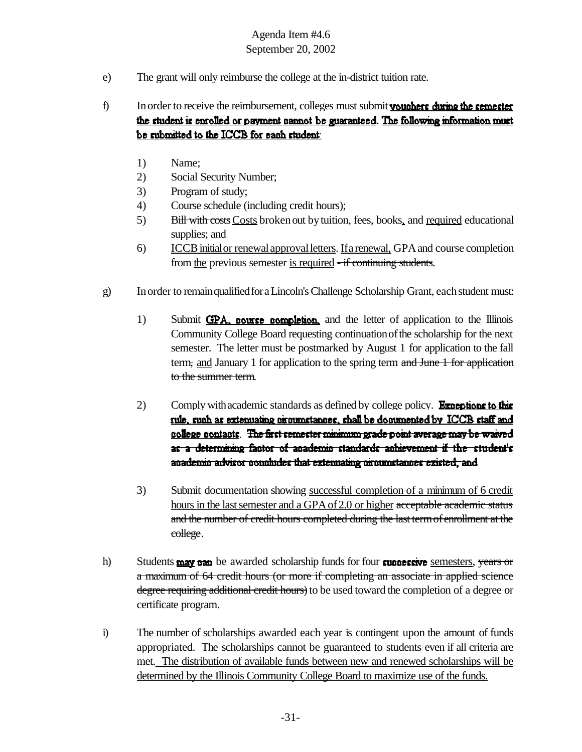e) The grant will only reimburse the college at the in-district tuition rate.

f) In order to receive the reimbursement, colleges must submit **vouchers during the semester the student is enrolled or payment cannot be guaranteed**. **The following information must be submitted to the ICCB for each student**:

1) Name;
2) Social Security Number;
3) Program of study;
4) Course schedule (including credit hours);
5) ~~Bill with costs~~ Costs broken out by tuition, fees, books, and required educational supplies; and
6) ICCB initial or renewal approval letters. If a renewal, GPA and course completion from the previous semester is required ~~- if continuing students~~.

g) In order to remain qualified for a Lincoln's Challenge Scholarship Grant, each student must:

1) Submit **GPA, course completion,** and the letter of application to the Illinois Community College Board requesting continuation of the scholarship for the next semester. The letter must be postmarked by August 1 for application to the fall term~~,~~ and January 1 for application to the spring term ~~and June 1 for application to the summer term~~.

2) Comply with academic standards as defined by college policy. **Exceptions to this rule, such as extenuating circumstances, shall be documented by ICCB staff and college contacts**. ~~**The first semester minimum grade point average may be waived as a determining factor of academic standards achievement if the student's academic advisor concludes that extenuating circumstances existed; and**~~

3) Submit documentation showing successful completion of a minimum of 6 credit hours in the last semester and a GPA of 2.0 or higher ~~acceptable academic status and the number of credit hours completed during the last term of enrollment at the college~~.

h) Students **may** ~~can~~ be awarded scholarship funds for four **successive** semesters, ~~years or a maximum of 64 credit hours (or more if completing an associate in applied science degree requiring additional credit hours)~~ to be used toward the completion of a degree or certificate program.

i) The number of scholarships awarded each year is contingent upon the amount of funds appropriated. The scholarships cannot be guaranteed to students even if all criteria are met. The distribution of available funds between new and renewed scholarships will be determined by the Illinois Community College Board to maximize use of the funds.